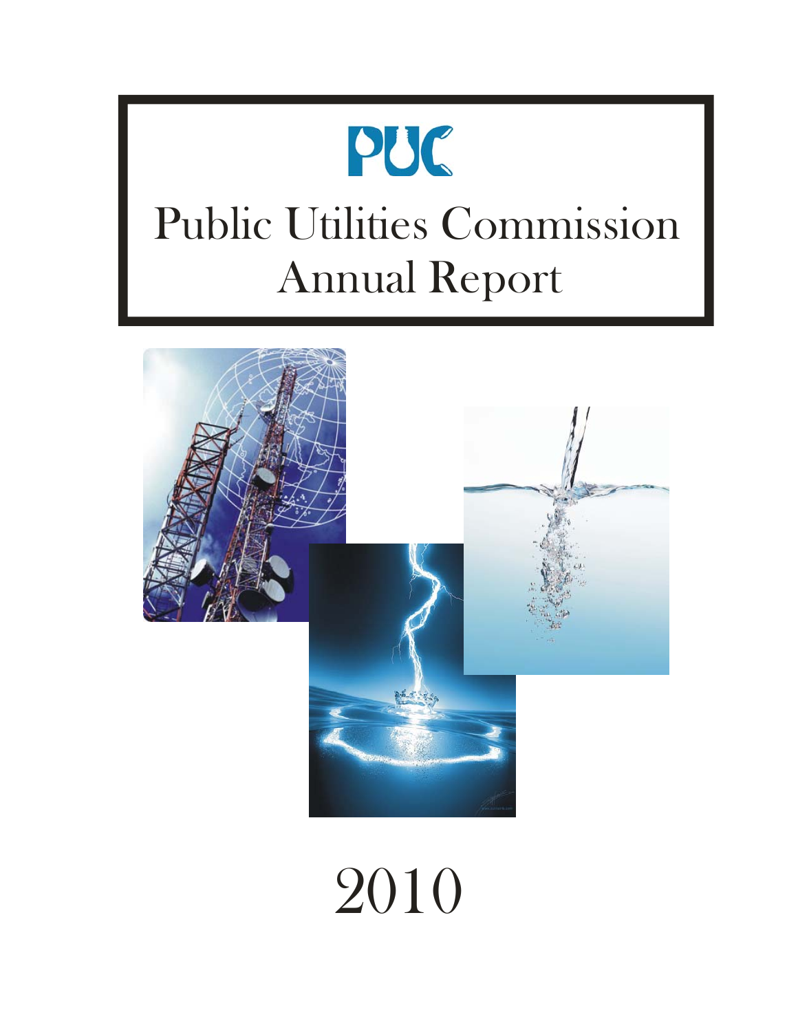# PUC

# Public Utilities Commission Annual Report

# 2010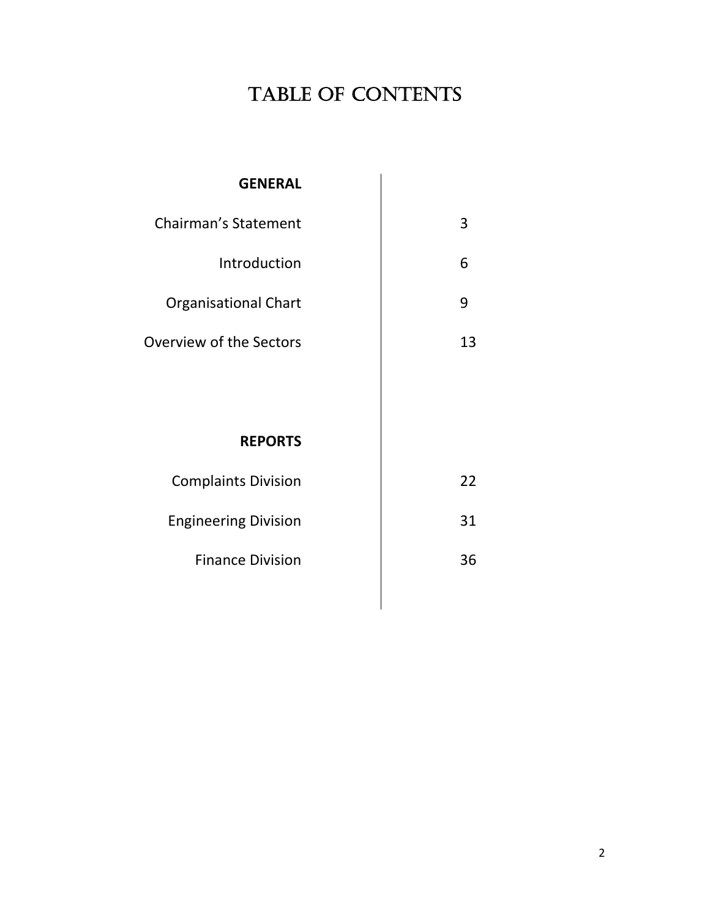# TABLE OF CONTENTS

| **GENERAL** | |
|---|---|
| Chairman's Statement | 3 |
| Introduction | 6 |
| Organisational Chart | 9 |
| Overview of the Sectors | 13 |
| | |
| **REPORTS** | |
| Complaints Division | 22 |
| Engineering Division | 31 |
| Finance Division | 36 |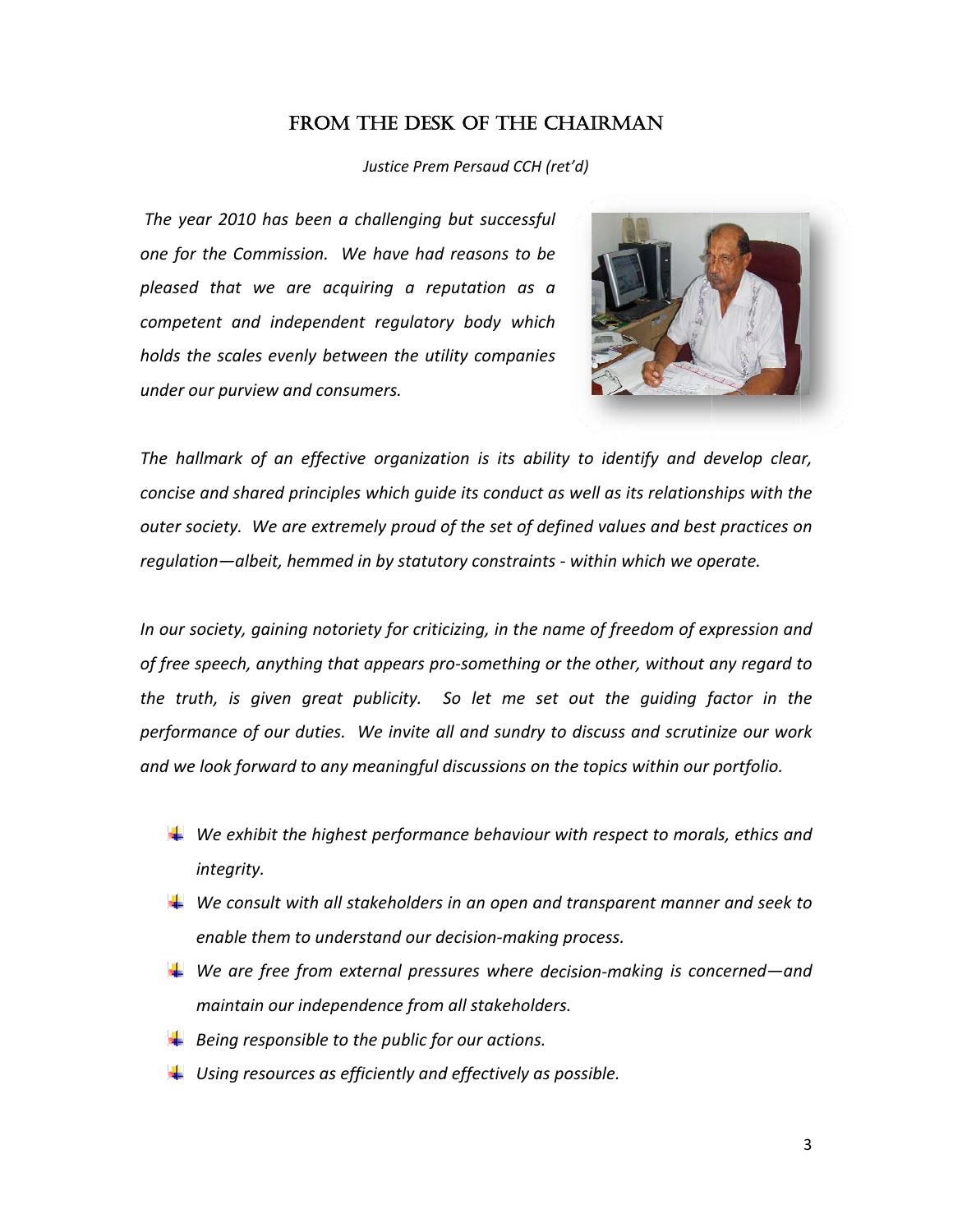## FROM THE DESK OF THE CHAIRMAN

*Justice Prem Persaud CCH (ret'd)*

*The year 2010 has been a challenging but successful one for the Commission. We have had reasons to be pleased that we are acquiring a reputation as a competent and independent regulatory body which holds the scales evenly between the utility companies under our purview and consumers.*

*The hallmark of an effective organization is its ability to identify and develop clear, concise and shared principles which guide its conduct as well as its relationships with the outer society. We are extremely proud of the set of defined values and best practices on regulation—albeit, hemmed in by statutory constraints - within which we operate.*

*In our society, gaining notoriety for criticizing, in the name of freedom of expression and of free speech, anything that appears pro-something or the other, without any regard to the truth, is given great publicity. So let me set out the guiding factor in the performance of our duties. We invite all and sundry to discuss and scrutinize our work and we look forward to any meaningful discussions on the topics within our portfolio.*

- *We exhibit the highest performance behaviour with respect to morals, ethics and integrity.*
- *We consult with all stakeholders in an open and transparent manner and seek to enable them to understand our decision-making process.*
- *We are free from external pressures where decision-making is concerned—and maintain our independence from all stakeholders.*
- *Being responsible to the public for our actions.*
- *Using resources as efficiently and effectively as possible.*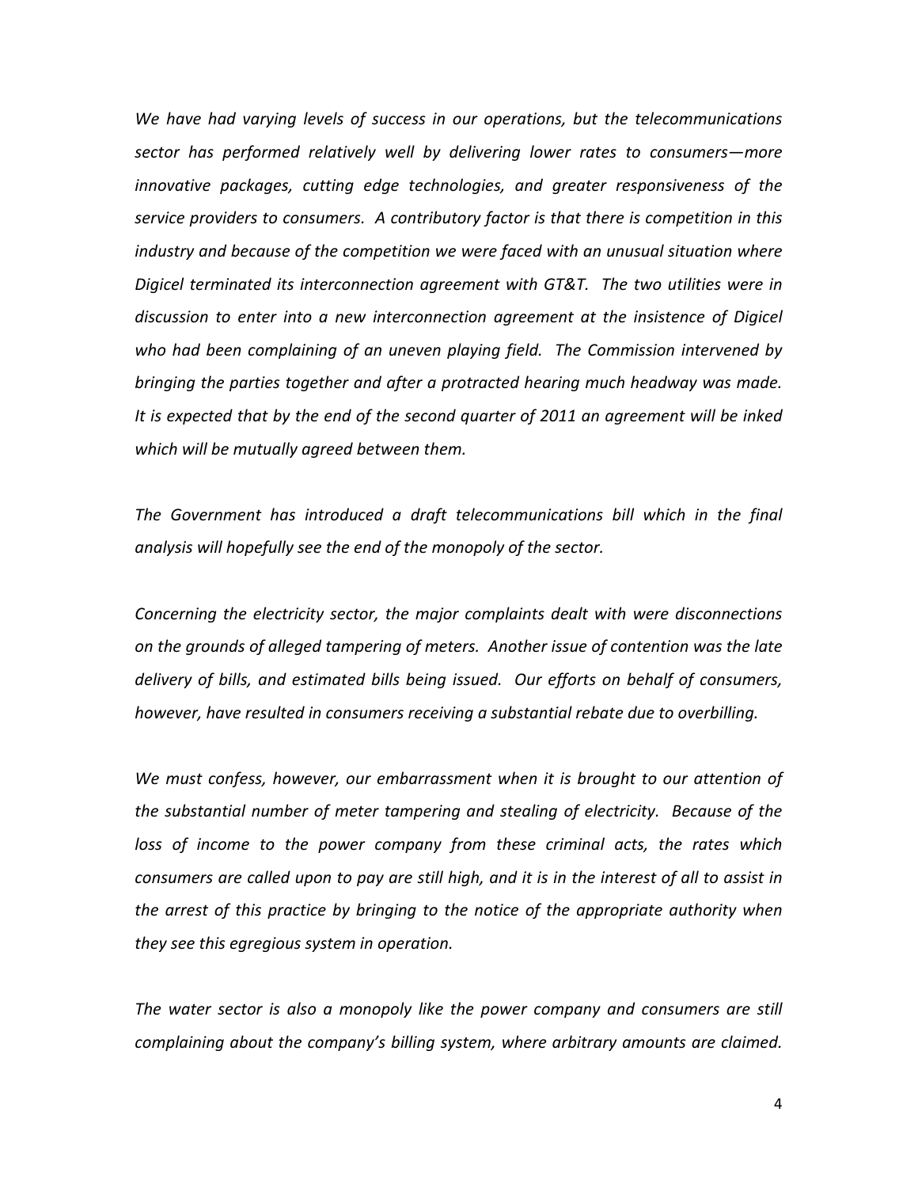*We have had varying levels of success in our operations, but the telecommunications sector has performed relatively well by delivering lower rates to consumers—more innovative packages, cutting edge technologies, and greater responsiveness of the service providers to consumers. A contributory factor is that there is competition in this industry and because of the competition we were faced with an unusual situation where Digicel terminated its interconnection agreement with GT&T. The two utilities were in discussion to enter into a new interconnection agreement at the insistence of Digicel who had been complaining of an uneven playing field. The Commission intervened by bringing the parties together and after a protracted hearing much headway was made. It is expected that by the end of the second quarter of 2011 an agreement will be inked which will be mutually agreed between them.*

*The Government has introduced a draft telecommunications bill which in the final analysis will hopefully see the end of the monopoly of the sector.*

*Concerning the electricity sector, the major complaints dealt with were disconnections on the grounds of alleged tampering of meters. Another issue of contention was the late delivery of bills, and estimated bills being issued. Our efforts on behalf of consumers, however, have resulted in consumers receiving a substantial rebate due to overbilling.*

*We must confess, however, our embarrassment when it is brought to our attention of the substantial number of meter tampering and stealing of electricity. Because of the loss of income to the power company from these criminal acts, the rates which consumers are called upon to pay are still high, and it is in the interest of all to assist in the arrest of this practice by bringing to the notice of the appropriate authority when they see this egregious system in operation.*

*The water sector is also a monopoly like the power company and consumers are still complaining about the company's billing system, where arbitrary amounts are claimed.*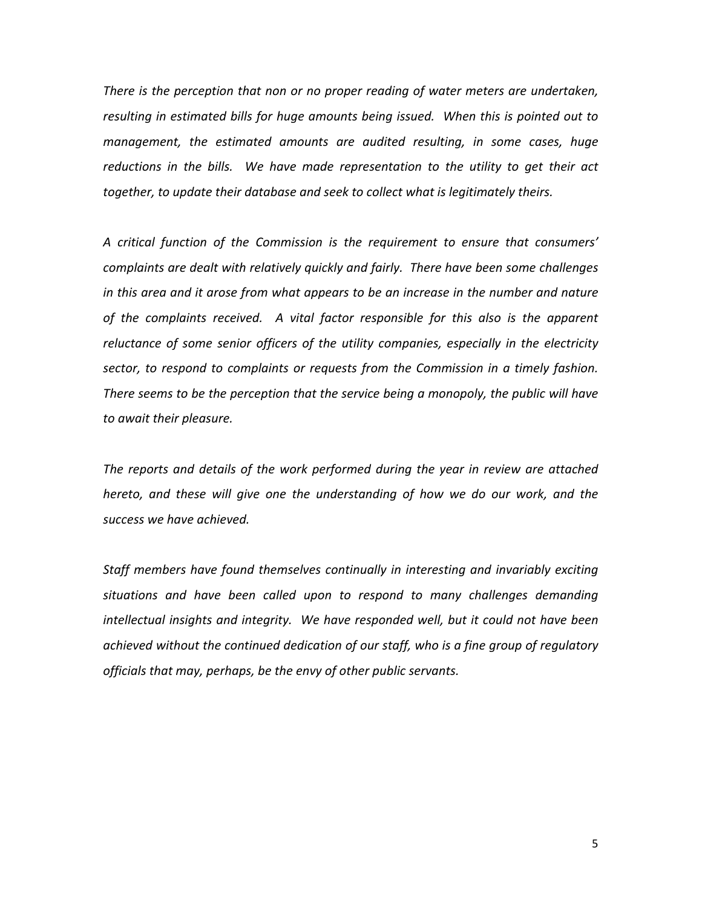*There is the perception that non or no proper reading of water meters are undertaken, resulting in estimated bills for huge amounts being issued. When this is pointed out to management, the estimated amounts are audited resulting, in some cases, huge reductions in the bills. We have made representation to the utility to get their act together, to update their database and seek to collect what is legitimately theirs.*

*A critical function of the Commission is the requirement to ensure that consumers' complaints are dealt with relatively quickly and fairly. There have been some challenges in this area and it arose from what appears to be an increase in the number and nature of the complaints received. A vital factor responsible for this also is the apparent reluctance of some senior officers of the utility companies, especially in the electricity sector, to respond to complaints or requests from the Commission in a timely fashion. There seems to be the perception that the service being a monopoly, the public will have to await their pleasure.*

*The reports and details of the work performed during the year in review are attached hereto, and these will give one the understanding of how we do our work, and the success we have achieved.*

*Staff members have found themselves continually in interesting and invariably exciting situations and have been called upon to respond to many challenges demanding intellectual insights and integrity. We have responded well, but it could not have been achieved without the continued dedication of our staff, who is a fine group of regulatory officials that may, perhaps, be the envy of other public servants.*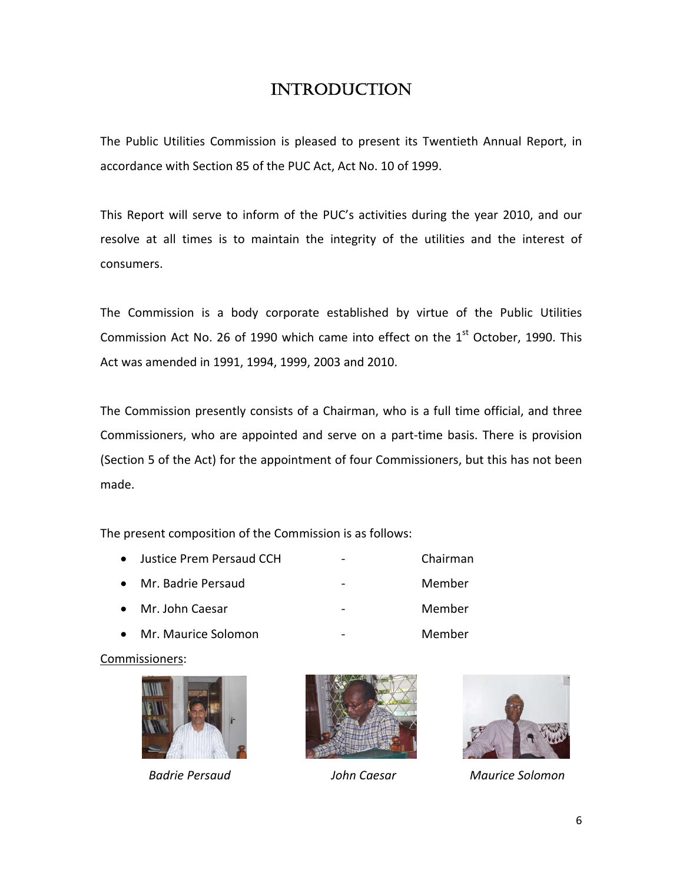# INTRODUCTION

The Public Utilities Commission is pleased to present its Twentieth Annual Report, in accordance with Section 85 of the PUC Act, Act No. 10 of 1999.

This Report will serve to inform of the PUC's activities during the year 2010, and our resolve at all times is to maintain the integrity of the utilities and the interest of consumers.

The Commission is a body corporate established by virtue of the Public Utilities Commission Act No. 26 of 1990 which came into effect on the 1st October, 1990. This Act was amended in 1991, 1994, 1999, 2003 and 2010.

The Commission presently consists of a Chairman, who is a full time official, and three Commissioners, who are appointed and serve on a part-time basis. There is provision (Section 5 of the Act) for the appointment of four Commissioners, but this has not been made.

The present composition of the Commission is as follows:

- Justice Prem Persaud CCH - Chairman
- Mr. Badrie Persaud - Member
- Mr. John Caesar - Member
- Mr. Maurice Solomon - Member

Commissioners:

*Badrie Persaud* *John Caesar* *Maurice Solomon*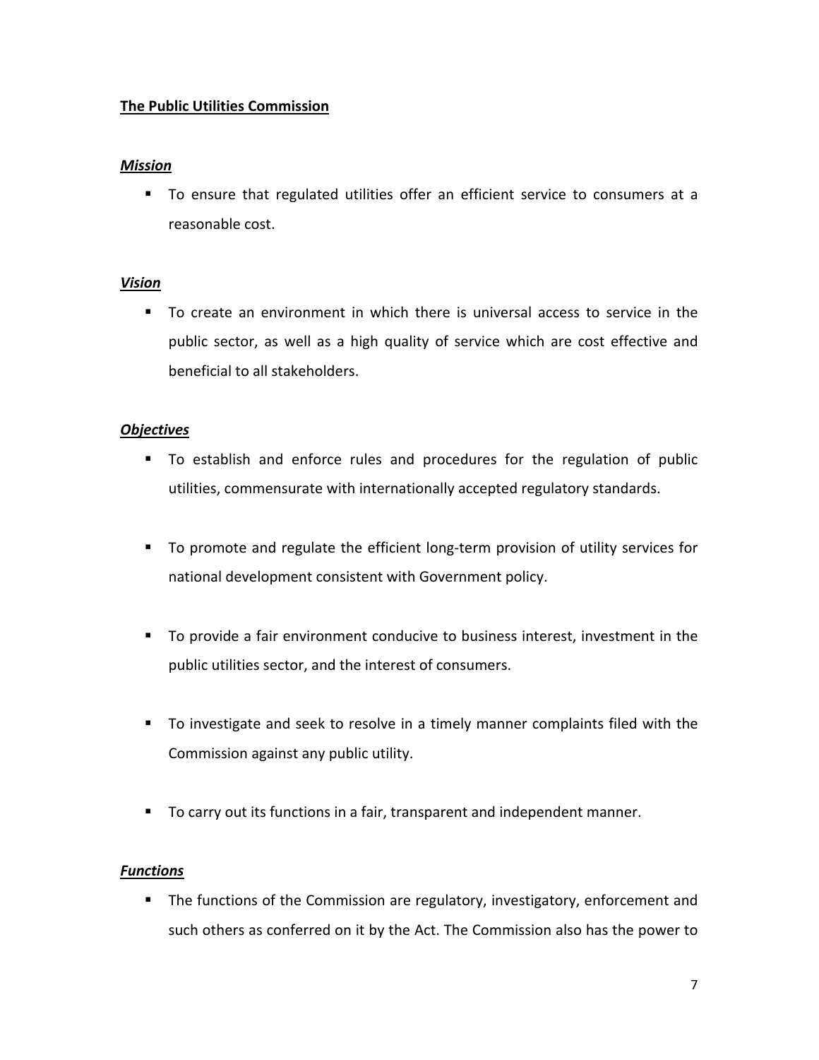## The Public Utilities Commission

### *Mission*

- To ensure that regulated utilities offer an efficient service to consumers at a reasonable cost.

### *Vision*

- To create an environment in which there is universal access to service in the public sector, as well as a high quality of service which are cost effective and beneficial to all stakeholders.

### *Objectives*

- To establish and enforce rules and procedures for the regulation of public utilities, commensurate with internationally accepted regulatory standards.

- To promote and regulate the efficient long-term provision of utility services for national development consistent with Government policy.

- To provide a fair environment conducive to business interest, investment in the public utilities sector, and the interest of consumers.

- To investigate and seek to resolve in a timely manner complaints filed with the Commission against any public utility.

- To carry out its functions in a fair, transparent and independent manner.

### *Functions*

- The functions of the Commission are regulatory, investigatory, enforcement and such others as conferred on it by the Act. The Commission also has the power to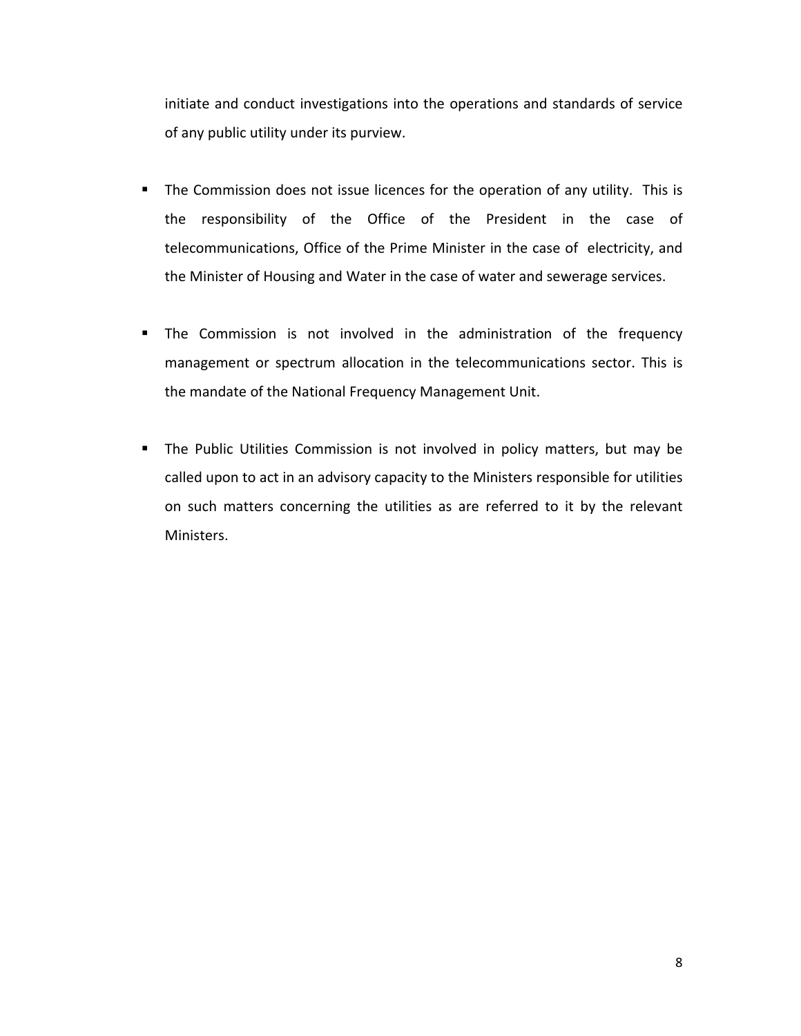initiate and conduct investigations into the operations and standards of service of any public utility under its purview.

- The Commission does not issue licences for the operation of any utility. This is the responsibility of the Office of the President in the case of telecommunications, Office of the Prime Minister in the case of electricity, and the Minister of Housing and Water in the case of water and sewerage services.

- The Commission is not involved in the administration of the frequency management or spectrum allocation in the telecommunications sector. This is the mandate of the National Frequency Management Unit.

- The Public Utilities Commission is not involved in policy matters, but may be called upon to act in an advisory capacity to the Ministers responsible for utilities on such matters concerning the utilities as are referred to it by the relevant Ministers.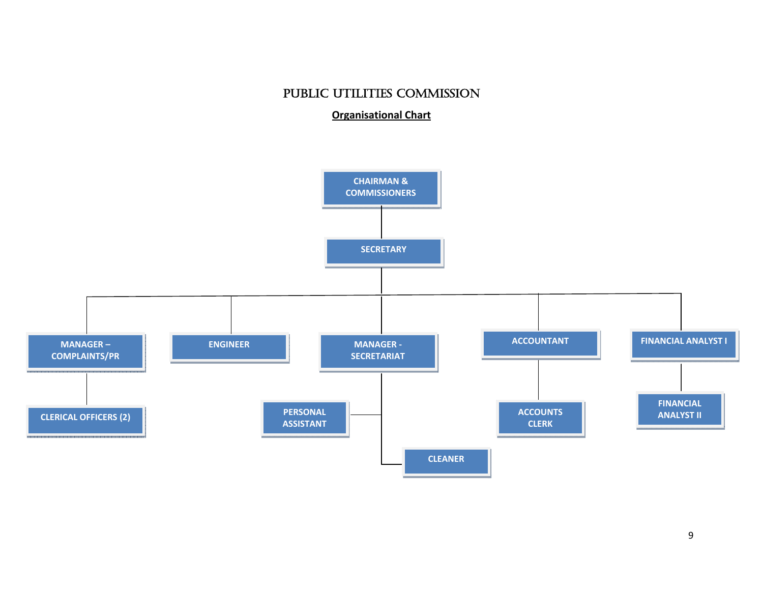# PUBLIC UTILITIES COMMISSION

**Organisational Chart**

- CHAIRMAN & COMMISSIONERS
  - SECRETARY
    - MANAGER – COMPLAINTS/PR
      - CLERICAL OFFICERS (2)
    - ENGINEER
    - MANAGER - SECRETARIAT
      - PERSONAL ASSISTANT
      - CLEANER
    - ACCOUNTANT
      - ACCOUNTS CLERK
    - FINANCIAL ANALYST I
      - FINANCIAL ANALYST II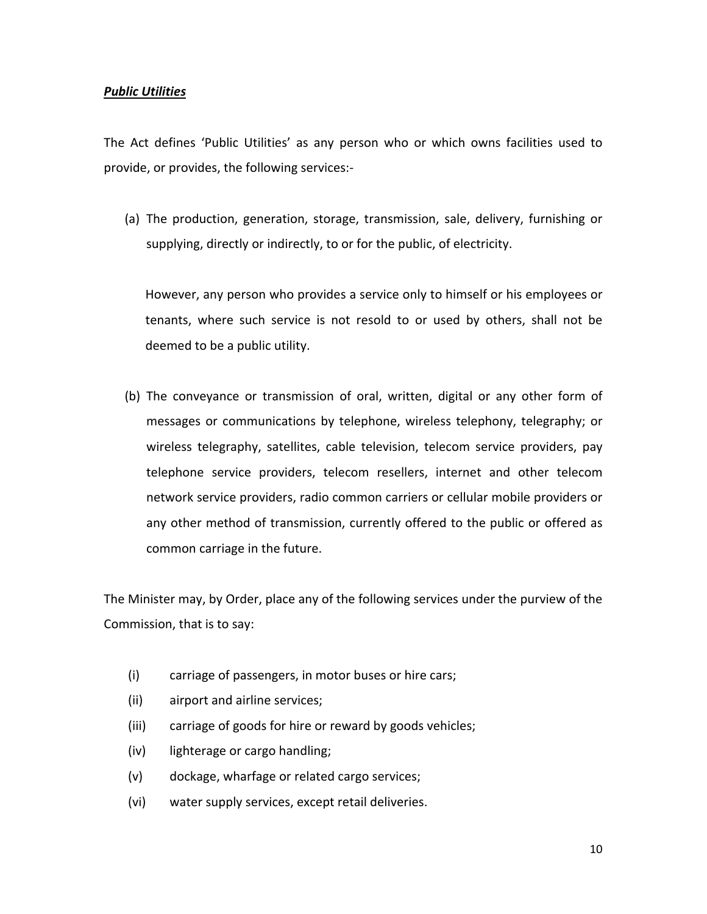***Public Utilities***

The Act defines 'Public Utilities' as any person who or which owns facilities used to provide, or provides, the following services:-

(a) The production, generation, storage, transmission, sale, delivery, furnishing or supplying, directly or indirectly, to or for the public, of electricity.

However, any person who provides a service only to himself or his employees or tenants, where such service is not resold to or used by others, shall not be deemed to be a public utility.

(b) The conveyance or transmission of oral, written, digital or any other form of messages or communications by telephone, wireless telephony, telegraphy; or wireless telegraphy, satellites, cable television, telecom service providers, pay telephone service providers, telecom resellers, internet and other telecom network service providers, radio common carriers or cellular mobile providers or any other method of transmission, currently offered to the public or offered as common carriage in the future.

The Minister may, by Order, place any of the following services under the purview of the Commission, that is to say:

(i) carriage of passengers, in motor buses or hire cars;
(ii) airport and airline services;
(iii) carriage of goods for hire or reward by goods vehicles;
(iv) lighterage or cargo handling;
(v) dockage, wharfage or related cargo services;
(vi) water supply services, except retail deliveries.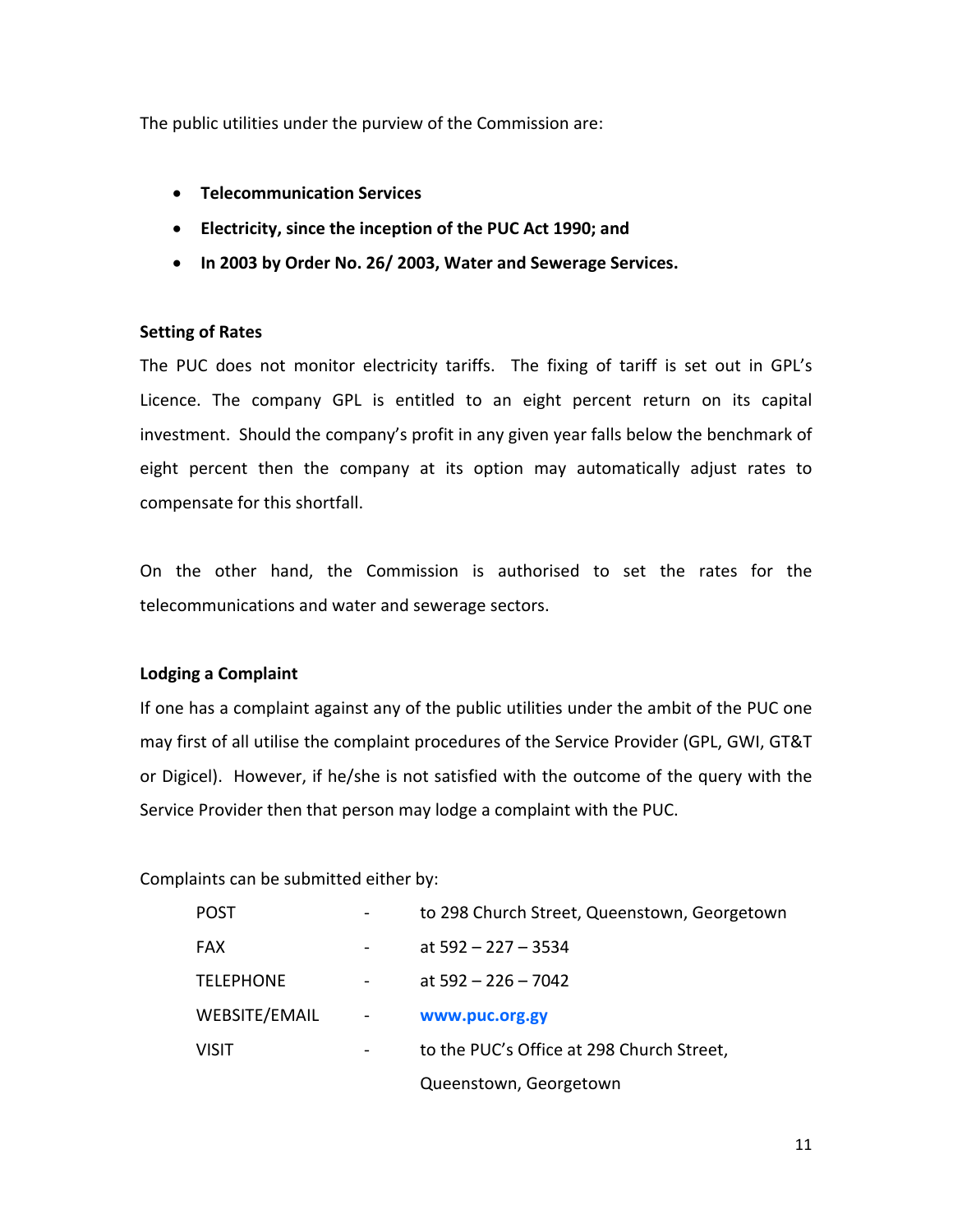The public utilities under the purview of the Commission are:

- **Telecommunication Services**
- **Electricity, since the inception of the PUC Act 1990; and**
- **In 2003 by Order No. 26/ 2003, Water and Sewerage Services.**

**Setting of Rates**

The PUC does not monitor electricity tariffs. The fixing of tariff is set out in GPL's Licence. The company GPL is entitled to an eight percent return on its capital investment. Should the company's profit in any given year falls below the benchmark of eight percent then the company at its option may automatically adjust rates to compensate for this shortfall.

On the other hand, the Commission is authorised to set the rates for the telecommunications and water and sewerage sectors.

**Lodging a Complaint**

If one has a complaint against any of the public utilities under the ambit of the PUC one may first of all utilise the complaint procedures of the Service Provider (GPL, GWI, GT&T or Digicel). However, if he/she is not satisfied with the outcome of the query with the Service Provider then that person may lodge a complaint with the PUC.

Complaints can be submitted either by:

| | | |
|---|---|---|
| POST | - | to 298 Church Street, Queenstown, Georgetown |
| FAX | - | at 592 – 227 – 3534 |
| TELEPHONE | - | at 592 – 226 – 7042 |
| WEBSITE/EMAIL | - | **www.puc.org.gy** |
| VISIT | - | to the PUC's Office at 298 Church Street, Queenstown, Georgetown |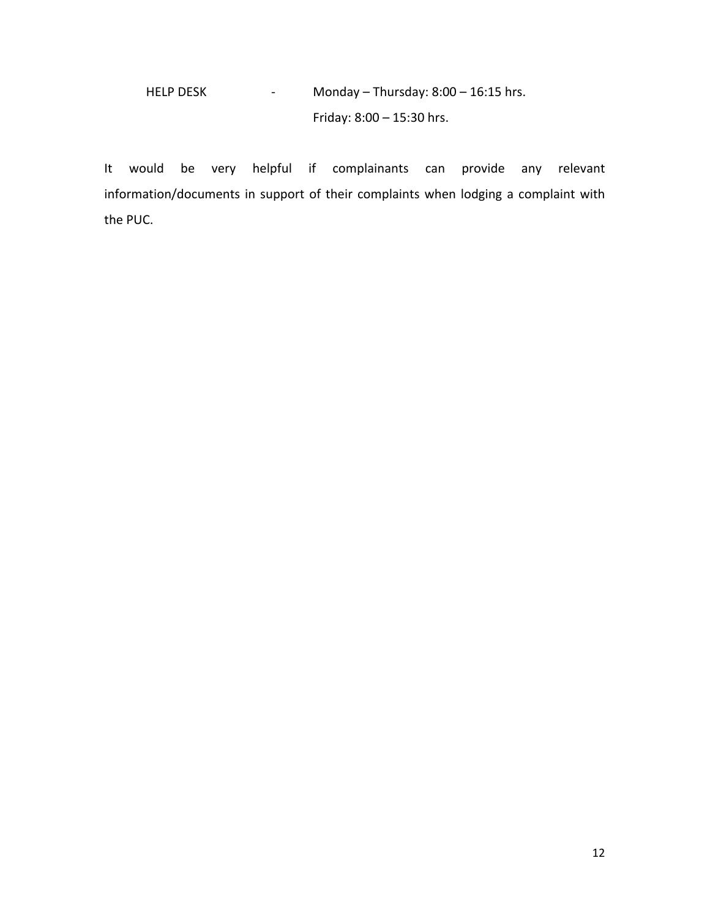| | | |
|---|---|---|
| HELP DESK | - | Monday – Thursday: 8:00 – 16:15 hrs. |
| | | Friday: 8:00 – 15:30 hrs. |

It would be very helpful if complainants can provide any relevant information/documents in support of their complaints when lodging a complaint with the PUC.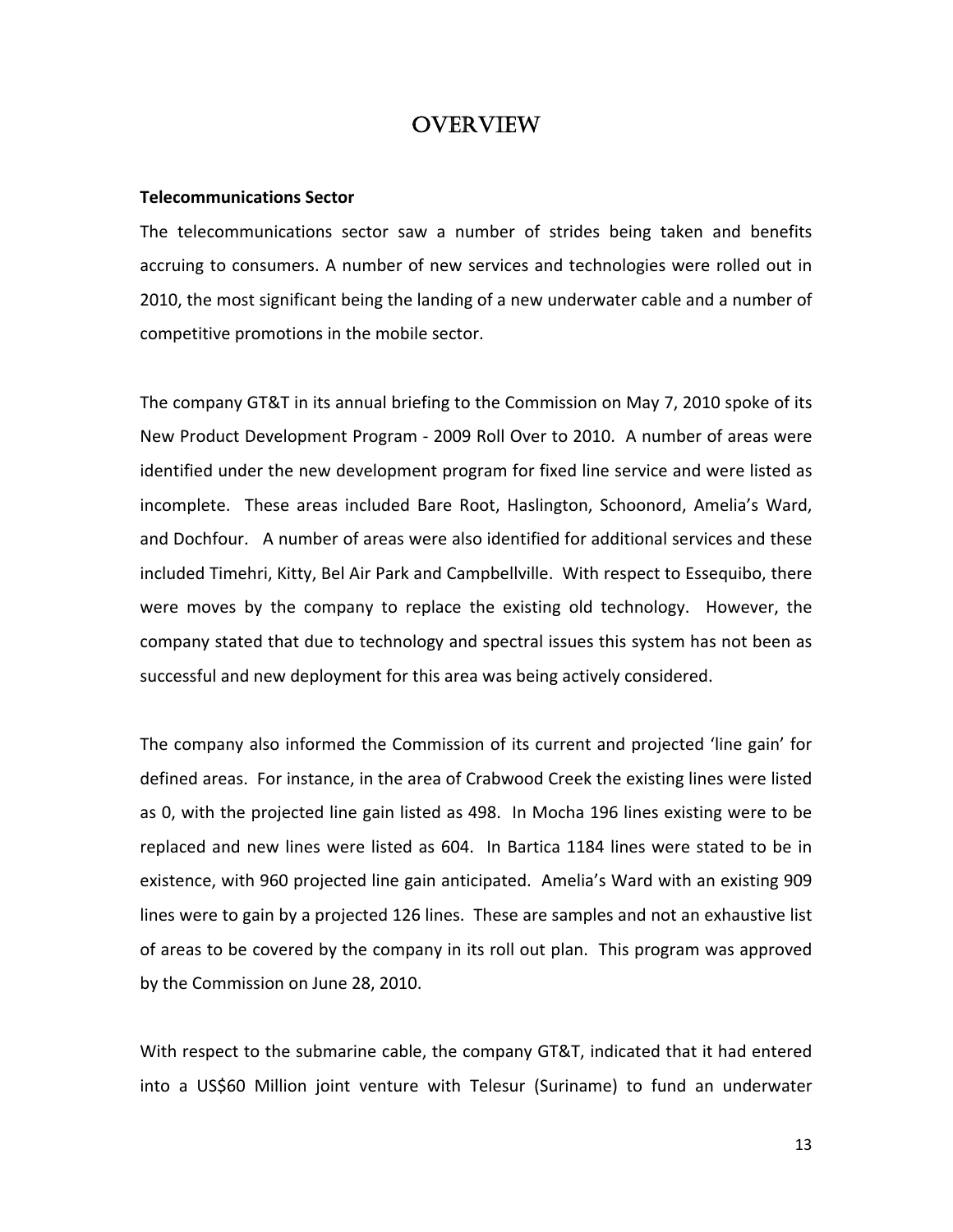# OVERVIEW

**Telecommunications Sector**

The telecommunications sector saw a number of strides being taken and benefits accruing to consumers. A number of new services and technologies were rolled out in 2010, the most significant being the landing of a new underwater cable and a number of competitive promotions in the mobile sector.

The company GT&T in its annual briefing to the Commission on May 7, 2010 spoke of its New Product Development Program - 2009 Roll Over to 2010. A number of areas were identified under the new development program for fixed line service and were listed as incomplete. These areas included Bare Root, Haslington, Schoonord, Amelia's Ward, and Dochfour. A number of areas were also identified for additional services and these included Timehri, Kitty, Bel Air Park and Campbellville. With respect to Essequibo, there were moves by the company to replace the existing old technology. However, the company stated that due to technology and spectral issues this system has not been as successful and new deployment for this area was being actively considered.

The company also informed the Commission of its current and projected 'line gain' for defined areas. For instance, in the area of Crabwood Creek the existing lines were listed as 0, with the projected line gain listed as 498. In Mocha 196 lines existing were to be replaced and new lines were listed as 604. In Bartica 1184 lines were stated to be in existence, with 960 projected line gain anticipated. Amelia's Ward with an existing 909 lines were to gain by a projected 126 lines. These are samples and not an exhaustive list of areas to be covered by the company in its roll out plan. This program was approved by the Commission on June 28, 2010.

With respect to the submarine cable, the company GT&T, indicated that it had entered into a US$60 Million joint venture with Telesur (Suriname) to fund an underwater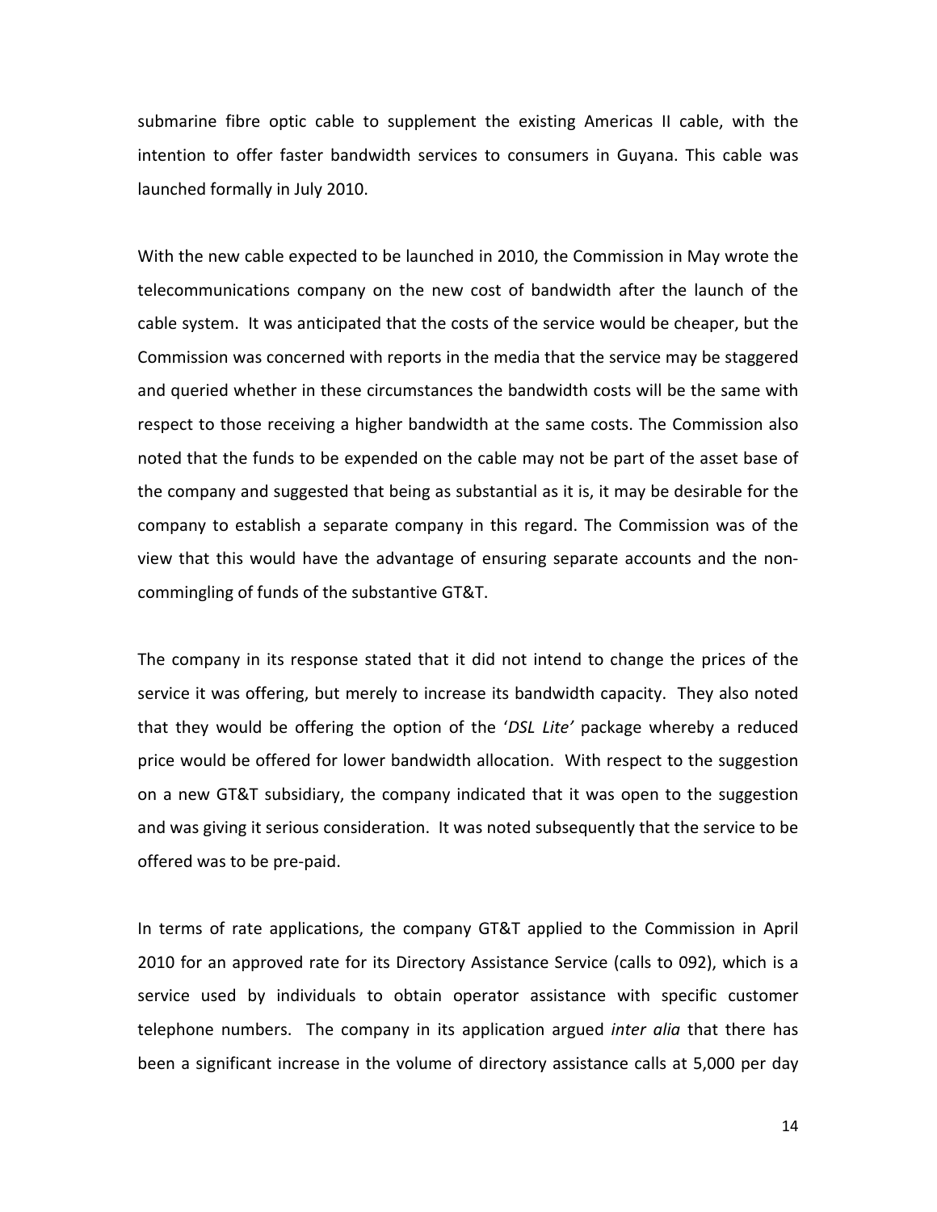submarine fibre optic cable to supplement the existing Americas II cable, with the intention to offer faster bandwidth services to consumers in Guyana. This cable was launched formally in July 2010.

With the new cable expected to be launched in 2010, the Commission in May wrote the telecommunications company on the new cost of bandwidth after the launch of the cable system. It was anticipated that the costs of the service would be cheaper, but the Commission was concerned with reports in the media that the service may be staggered and queried whether in these circumstances the bandwidth costs will be the same with respect to those receiving a higher bandwidth at the same costs. The Commission also noted that the funds to be expended on the cable may not be part of the asset base of the company and suggested that being as substantial as it is, it may be desirable for the company to establish a separate company in this regard. The Commission was of the view that this would have the advantage of ensuring separate accounts and the non-commingling of funds of the substantive GT&T.

The company in its response stated that it did not intend to change the prices of the service it was offering, but merely to increase its bandwidth capacity. They also noted that they would be offering the option of the '*DSL Lite'* package whereby a reduced price would be offered for lower bandwidth allocation. With respect to the suggestion on a new GT&T subsidiary, the company indicated that it was open to the suggestion and was giving it serious consideration. It was noted subsequently that the service to be offered was to be pre-paid.

In terms of rate applications, the company GT&T applied to the Commission in April 2010 for an approved rate for its Directory Assistance Service (calls to 092), which is a service used by individuals to obtain operator assistance with specific customer telephone numbers. The company in its application argued *inter alia* that there has been a significant increase in the volume of directory assistance calls at 5,000 per day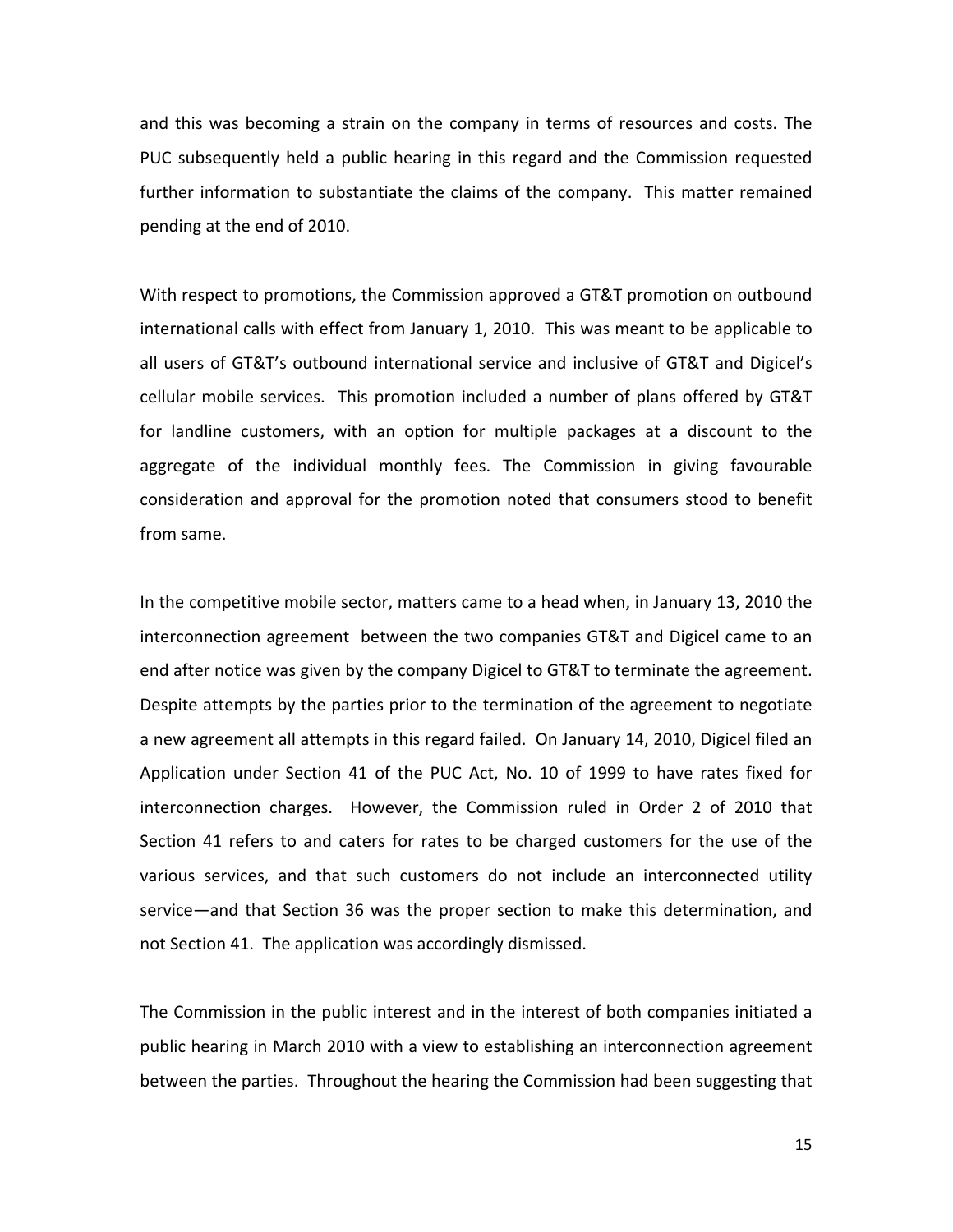and this was becoming a strain on the company in terms of resources and costs. The PUC subsequently held a public hearing in this regard and the Commission requested further information to substantiate the claims of the company. This matter remained pending at the end of 2010.

With respect to promotions, the Commission approved a GT&T promotion on outbound international calls with effect from January 1, 2010. This was meant to be applicable to all users of GT&T's outbound international service and inclusive of GT&T and Digicel's cellular mobile services. This promotion included a number of plans offered by GT&T for landline customers, with an option for multiple packages at a discount to the aggregate of the individual monthly fees. The Commission in giving favourable consideration and approval for the promotion noted that consumers stood to benefit from same.

In the competitive mobile sector, matters came to a head when, in January 13, 2010 the interconnection agreement between the two companies GT&T and Digicel came to an end after notice was given by the company Digicel to GT&T to terminate the agreement. Despite attempts by the parties prior to the termination of the agreement to negotiate a new agreement all attempts in this regard failed. On January 14, 2010, Digicel filed an Application under Section 41 of the PUC Act, No. 10 of 1999 to have rates fixed for interconnection charges. However, the Commission ruled in Order 2 of 2010 that Section 41 refers to and caters for rates to be charged customers for the use of the various services, and that such customers do not include an interconnected utility service—and that Section 36 was the proper section to make this determination, and not Section 41. The application was accordingly dismissed.

The Commission in the public interest and in the interest of both companies initiated a public hearing in March 2010 with a view to establishing an interconnection agreement between the parties. Throughout the hearing the Commission had been suggesting that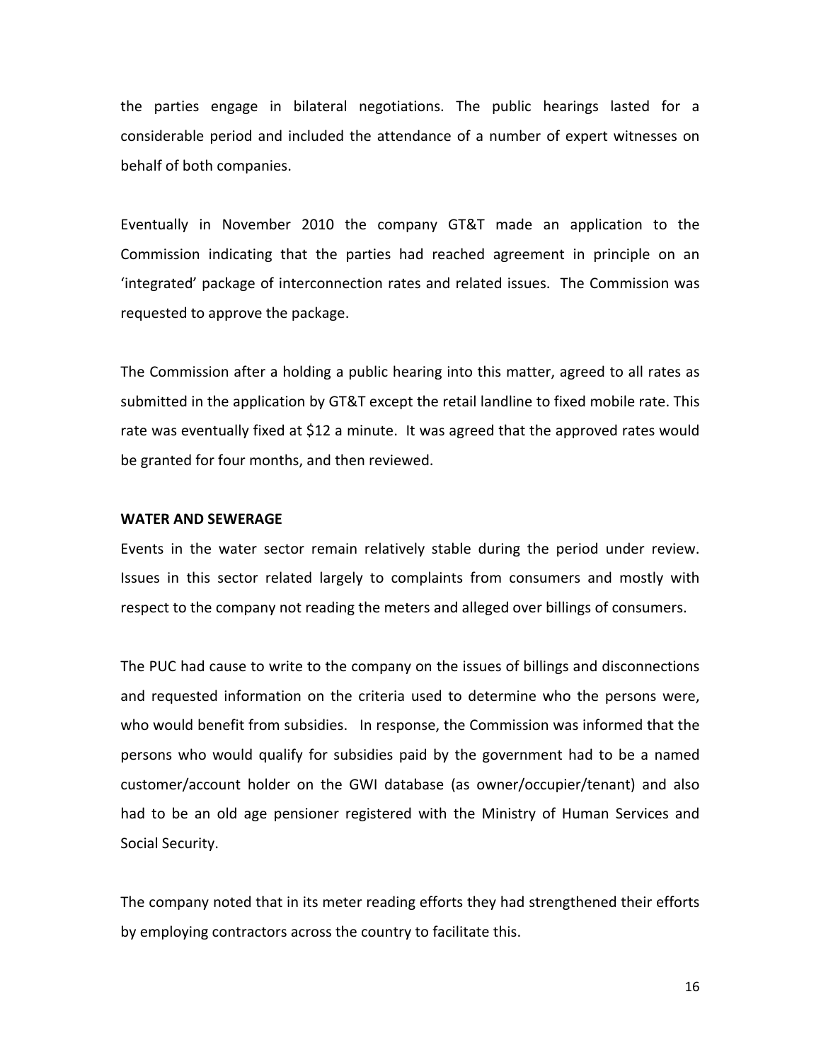the parties engage in bilateral negotiations. The public hearings lasted for a considerable period and included the attendance of a number of expert witnesses on behalf of both companies.

Eventually in November 2010 the company GT&T made an application to the Commission indicating that the parties had reached agreement in principle on an 'integrated' package of interconnection rates and related issues. The Commission was requested to approve the package.

The Commission after a holding a public hearing into this matter, agreed to all rates as submitted in the application by GT&T except the retail landline to fixed mobile rate. This rate was eventually fixed at $12 a minute. It was agreed that the approved rates would be granted for four months, and then reviewed.

**WATER AND SEWERAGE**

Events in the water sector remain relatively stable during the period under review. Issues in this sector related largely to complaints from consumers and mostly with respect to the company not reading the meters and alleged over billings of consumers.

The PUC had cause to write to the company on the issues of billings and disconnections and requested information on the criteria used to determine who the persons were, who would benefit from subsidies. In response, the Commission was informed that the persons who would qualify for subsidies paid by the government had to be a named customer/account holder on the GWI database (as owner/occupier/tenant) and also had to be an old age pensioner registered with the Ministry of Human Services and Social Security.

The company noted that in its meter reading efforts they had strengthened their efforts by employing contractors across the country to facilitate this.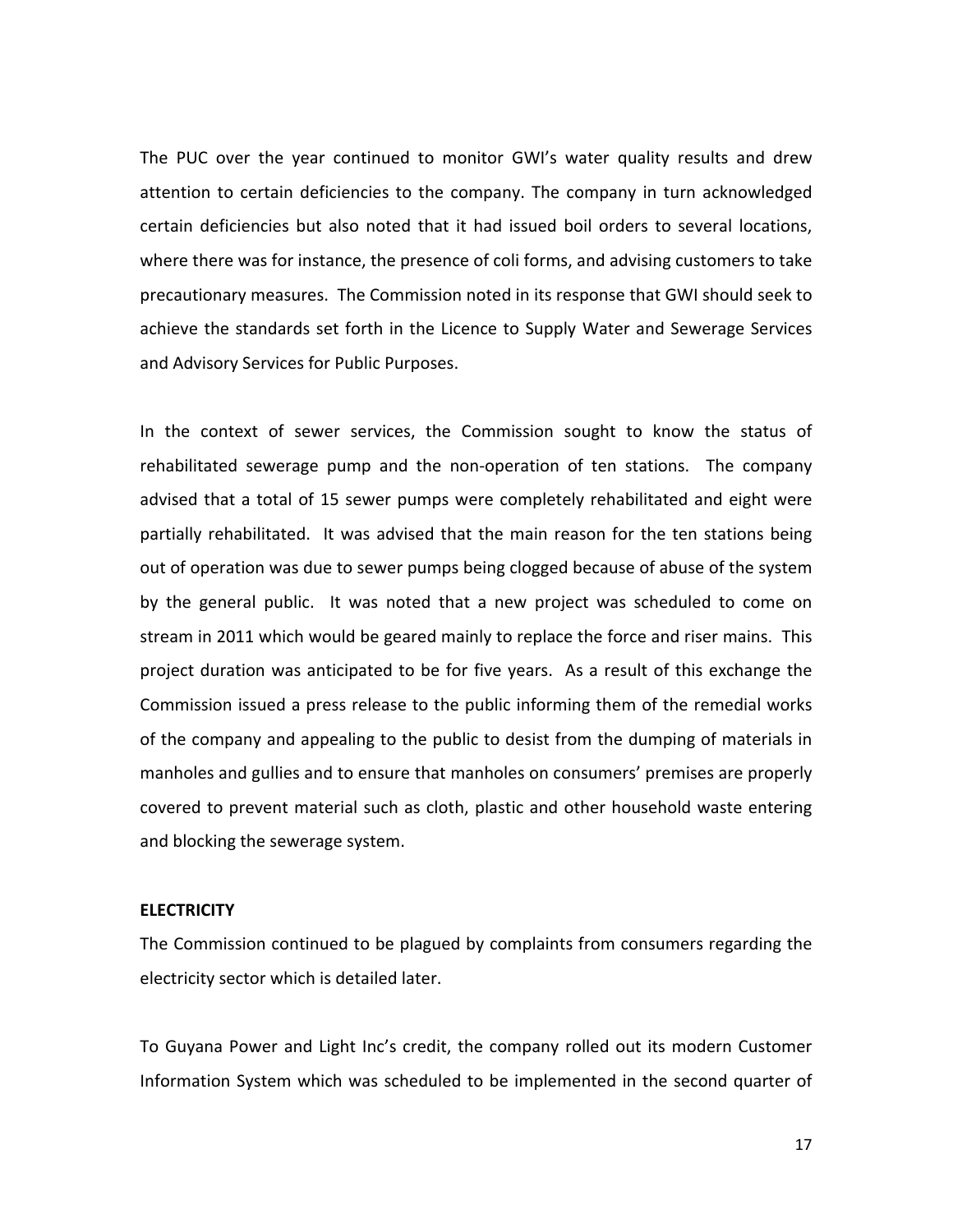The PUC over the year continued to monitor GWI's water quality results and drew attention to certain deficiencies to the company. The company in turn acknowledged certain deficiencies but also noted that it had issued boil orders to several locations, where there was for instance, the presence of coli forms, and advising customers to take precautionary measures. The Commission noted in its response that GWI should seek to achieve the standards set forth in the Licence to Supply Water and Sewerage Services and Advisory Services for Public Purposes.

In the context of sewer services, the Commission sought to know the status of rehabilitated sewerage pump and the non-operation of ten stations. The company advised that a total of 15 sewer pumps were completely rehabilitated and eight were partially rehabilitated. It was advised that the main reason for the ten stations being out of operation was due to sewer pumps being clogged because of abuse of the system by the general public. It was noted that a new project was scheduled to come on stream in 2011 which would be geared mainly to replace the force and riser mains. This project duration was anticipated to be for five years. As a result of this exchange the Commission issued a press release to the public informing them of the remedial works of the company and appealing to the public to desist from the dumping of materials in manholes and gullies and to ensure that manholes on consumers' premises are properly covered to prevent material such as cloth, plastic and other household waste entering and blocking the sewerage system.

**ELECTRICITY**

The Commission continued to be plagued by complaints from consumers regarding the electricity sector which is detailed later.

To Guyana Power and Light Inc's credit, the company rolled out its modern Customer Information System which was scheduled to be implemented in the second quarter of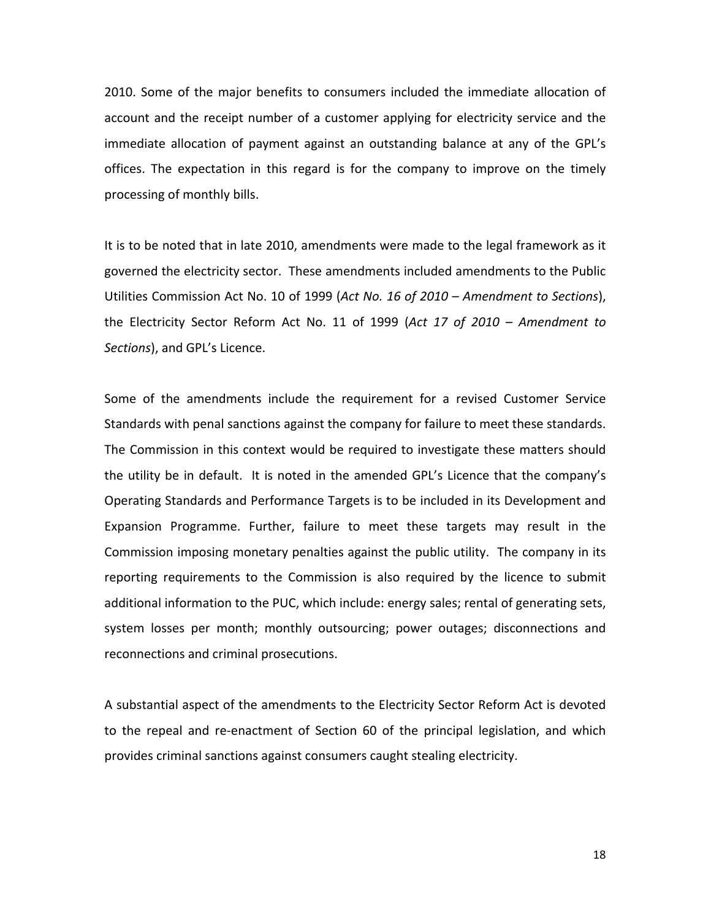2010. Some of the major benefits to consumers included the immediate allocation of account and the receipt number of a customer applying for electricity service and the immediate allocation of payment against an outstanding balance at any of the GPL's offices. The expectation in this regard is for the company to improve on the timely processing of monthly bills.

It is to be noted that in late 2010, amendments were made to the legal framework as it governed the electricity sector. These amendments included amendments to the Public Utilities Commission Act No. 10 of 1999 (*Act No. 16 of 2010 – Amendment to Sections*), the Electricity Sector Reform Act No. 11 of 1999 (*Act 17 of 2010 – Amendment to Sections*), and GPL's Licence.

Some of the amendments include the requirement for a revised Customer Service Standards with penal sanctions against the company for failure to meet these standards. The Commission in this context would be required to investigate these matters should the utility be in default. It is noted in the amended GPL's Licence that the company's Operating Standards and Performance Targets is to be included in its Development and Expansion Programme. Further, failure to meet these targets may result in the Commission imposing monetary penalties against the public utility. The company in its reporting requirements to the Commission is also required by the licence to submit additional information to the PUC, which include: energy sales; rental of generating sets, system losses per month; monthly outsourcing; power outages; disconnections and reconnections and criminal prosecutions.

A substantial aspect of the amendments to the Electricity Sector Reform Act is devoted to the repeal and re-enactment of Section 60 of the principal legislation, and which provides criminal sanctions against consumers caught stealing electricity.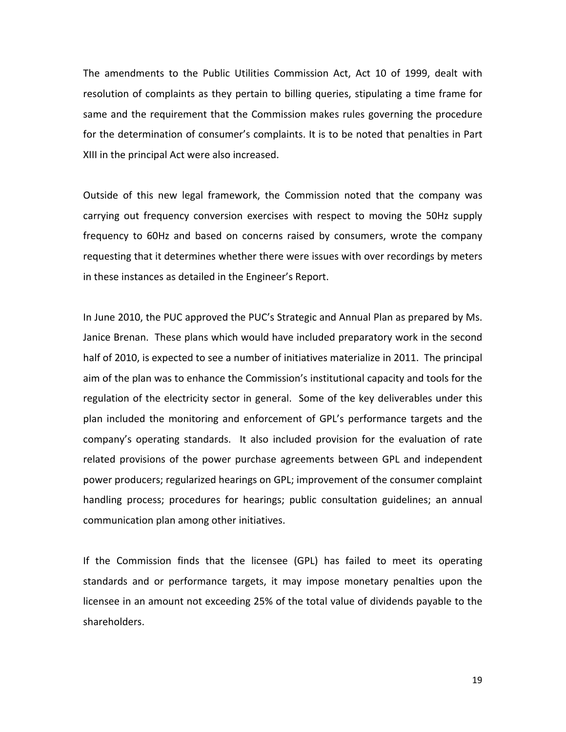The amendments to the Public Utilities Commission Act, Act 10 of 1999, dealt with resolution of complaints as they pertain to billing queries, stipulating a time frame for same and the requirement that the Commission makes rules governing the procedure for the determination of consumer's complaints. It is to be noted that penalties in Part XIII in the principal Act were also increased.

Outside of this new legal framework, the Commission noted that the company was carrying out frequency conversion exercises with respect to moving the 50Hz supply frequency to 60Hz and based on concerns raised by consumers, wrote the company requesting that it determines whether there were issues with over recordings by meters in these instances as detailed in the Engineer's Report.

In June 2010, the PUC approved the PUC's Strategic and Annual Plan as prepared by Ms. Janice Brenan. These plans which would have included preparatory work in the second half of 2010, is expected to see a number of initiatives materialize in 2011. The principal aim of the plan was to enhance the Commission's institutional capacity and tools for the regulation of the electricity sector in general. Some of the key deliverables under this plan included the monitoring and enforcement of GPL's performance targets and the company's operating standards. It also included provision for the evaluation of rate related provisions of the power purchase agreements between GPL and independent power producers; regularized hearings on GPL; improvement of the consumer complaint handling process; procedures for hearings; public consultation guidelines; an annual communication plan among other initiatives.

If the Commission finds that the licensee (GPL) has failed to meet its operating standards and or performance targets, it may impose monetary penalties upon the licensee in an amount not exceeding 25% of the total value of dividends payable to the shareholders.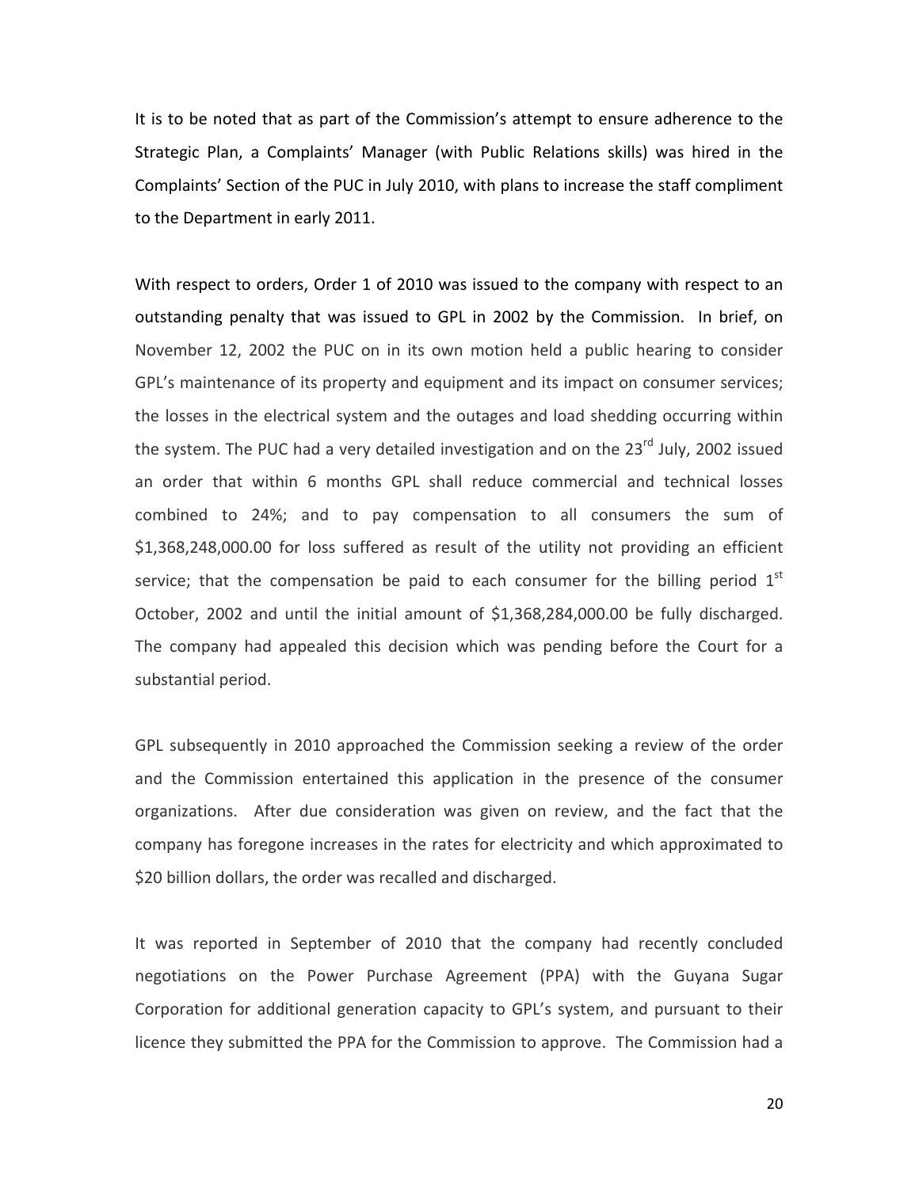It is to be noted that as part of the Commission's attempt to ensure adherence to the Strategic Plan, a Complaints' Manager (with Public Relations skills) was hired in the Complaints' Section of the PUC in July 2010, with plans to increase the staff compliment to the Department in early 2011.

With respect to orders, Order 1 of 2010 was issued to the company with respect to an outstanding penalty that was issued to GPL in 2002 by the Commission. In brief, on November 12, 2002 the PUC on in its own motion held a public hearing to consider GPL's maintenance of its property and equipment and its impact on consumer services; the losses in the electrical system and the outages and load shedding occurring within the system. The PUC had a very detailed investigation and on the 23rd July, 2002 issued an order that within 6 months GPL shall reduce commercial and technical losses combined to 24%; and to pay compensation to all consumers the sum of $1,368,248,000.00 for loss suffered as result of the utility not providing an efficient service; that the compensation be paid to each consumer for the billing period 1st October, 2002 and until the initial amount of $1,368,284,000.00 be fully discharged. The company had appealed this decision which was pending before the Court for a substantial period.

GPL subsequently in 2010 approached the Commission seeking a review of the order and the Commission entertained this application in the presence of the consumer organizations. After due consideration was given on review, and the fact that the company has foregone increases in the rates for electricity and which approximated to $20 billion dollars, the order was recalled and discharged.

It was reported in September of 2010 that the company had recently concluded negotiations on the Power Purchase Agreement (PPA) with the Guyana Sugar Corporation for additional generation capacity to GPL's system, and pursuant to their licence they submitted the PPA for the Commission to approve. The Commission had a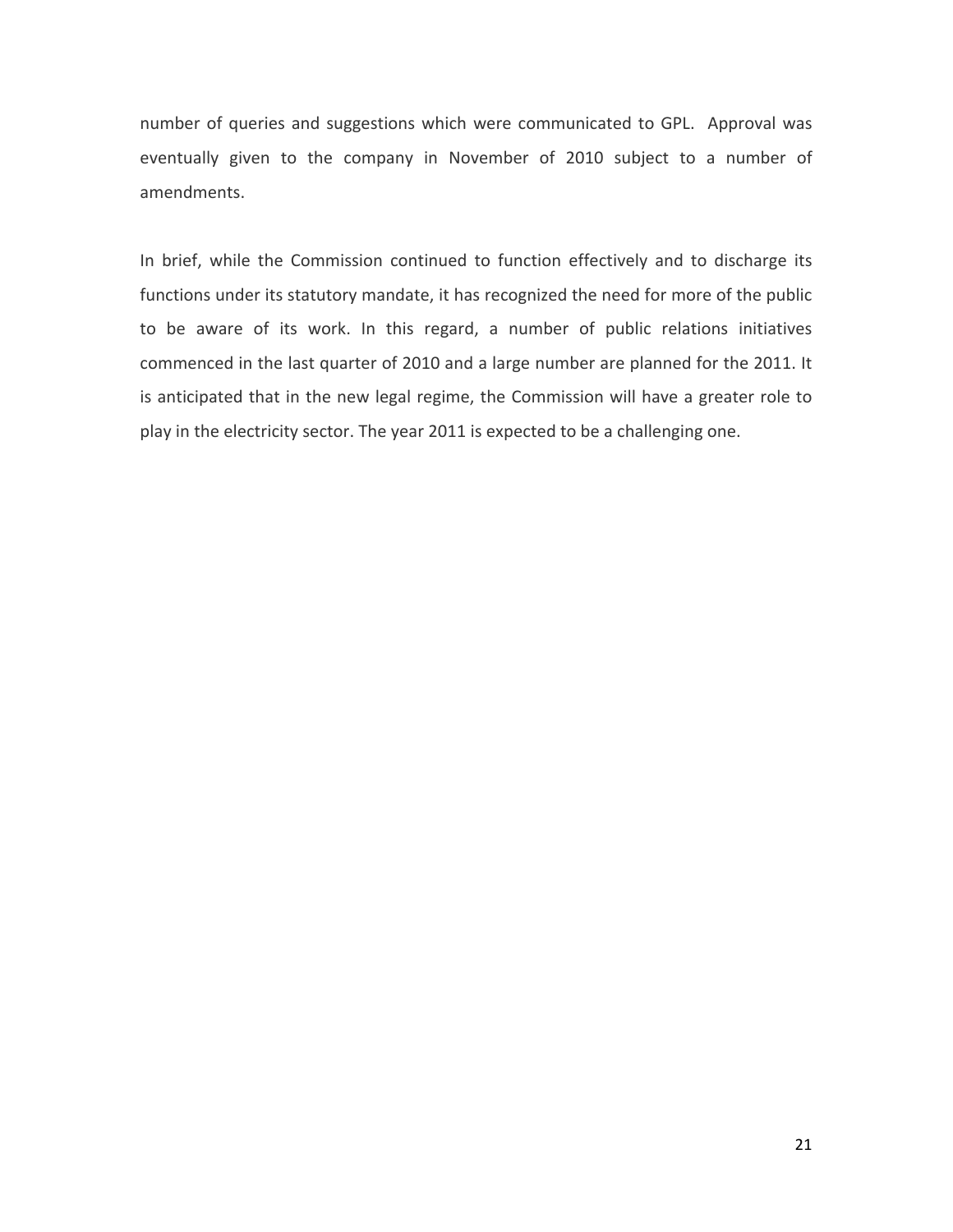number of queries and suggestions which were communicated to GPL. Approval was eventually given to the company in November of 2010 subject to a number of amendments.

In brief, while the Commission continued to function effectively and to discharge its functions under its statutory mandate, it has recognized the need for more of the public to be aware of its work. In this regard, a number of public relations initiatives commenced in the last quarter of 2010 and a large number are planned for the 2011. It is anticipated that in the new legal regime, the Commission will have a greater role to play in the electricity sector. The year 2011 is expected to be a challenging one.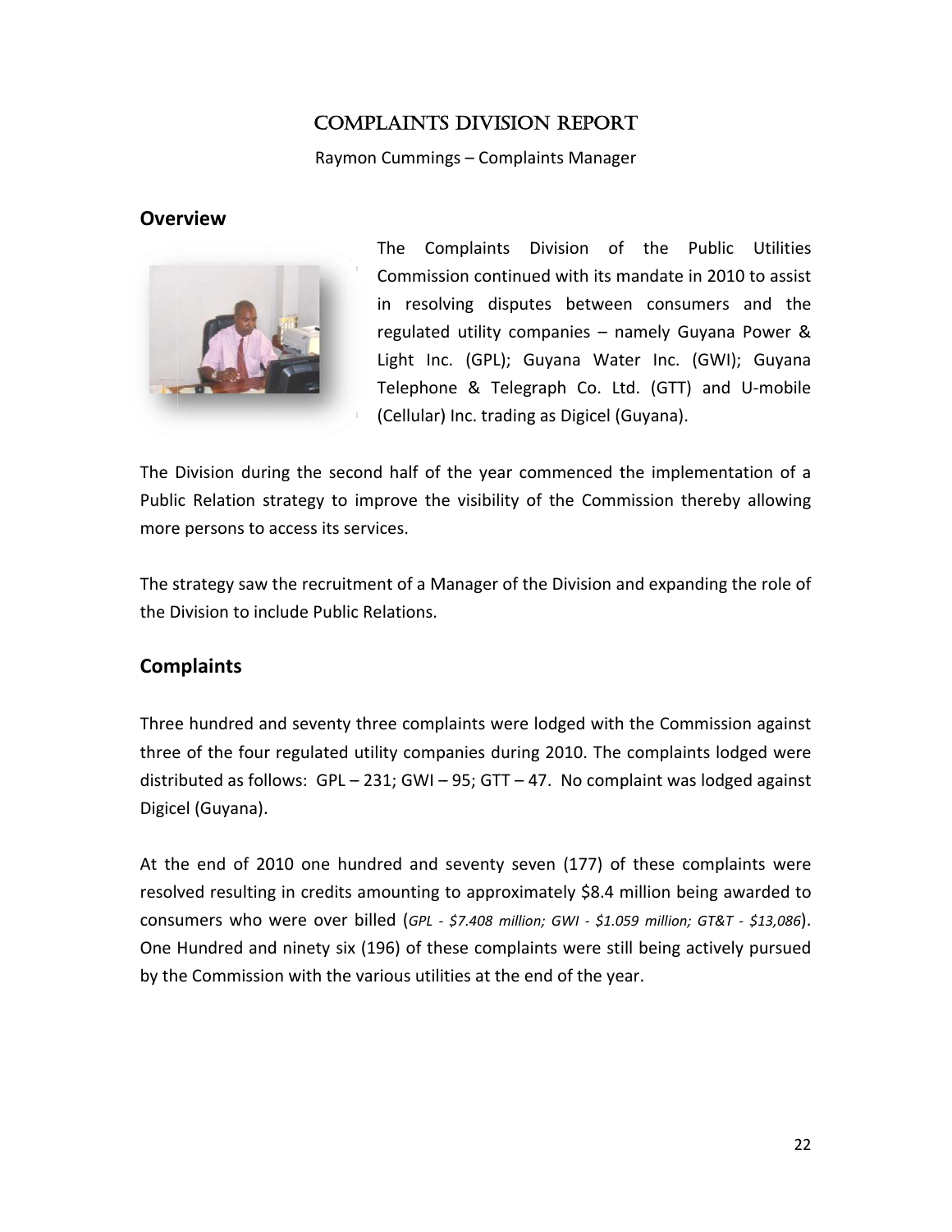# Complaints Division Report

Raymon Cummings – Complaints Manager

## Overview

The Complaints Division of the Public Utilities Commission continued with its mandate in 2010 to assist in resolving disputes between consumers and the regulated utility companies – namely Guyana Power & Light Inc. (GPL); Guyana Water Inc. (GWI); Guyana Telephone & Telegraph Co. Ltd. (GTT) and U-mobile (Cellular) Inc. trading as Digicel (Guyana).

The Division during the second half of the year commenced the implementation of a Public Relation strategy to improve the visibility of the Commission thereby allowing more persons to access its services.

The strategy saw the recruitment of a Manager of the Division and expanding the role of the Division to include Public Relations.

## Complaints

Three hundred and seventy three complaints were lodged with the Commission against three of the four regulated utility companies during 2010. The complaints lodged were distributed as follows: GPL – 231; GWI – 95; GTT – 47. No complaint was lodged against Digicel (Guyana).

At the end of 2010 one hundred and seventy seven (177) of these complaints were resolved resulting in credits amounting to approximately $8.4 million being awarded to consumers who were over billed (*GPL - $7.408 million; GWI - $1.059 million; GT&T - $13,086*). One Hundred and ninety six (196) of these complaints were still being actively pursued by the Commission with the various utilities at the end of the year.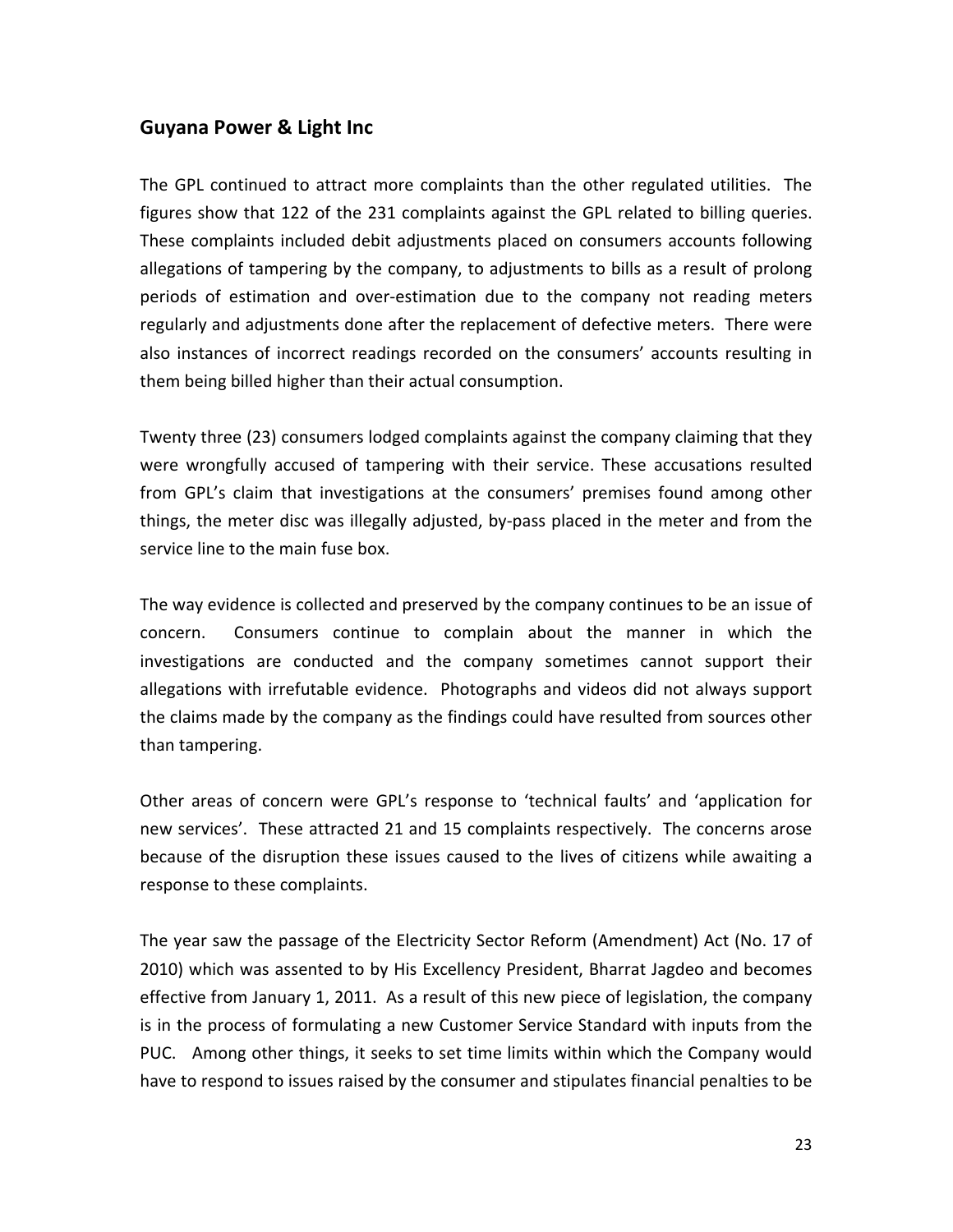## Guyana Power & Light Inc

The GPL continued to attract more complaints than the other regulated utilities. The figures show that 122 of the 231 complaints against the GPL related to billing queries. These complaints included debit adjustments placed on consumers accounts following allegations of tampering by the company, to adjustments to bills as a result of prolong periods of estimation and over-estimation due to the company not reading meters regularly and adjustments done after the replacement of defective meters. There were also instances of incorrect readings recorded on the consumers' accounts resulting in them being billed higher than their actual consumption.

Twenty three (23) consumers lodged complaints against the company claiming that they were wrongfully accused of tampering with their service. These accusations resulted from GPL's claim that investigations at the consumers' premises found among other things, the meter disc was illegally adjusted, by-pass placed in the meter and from the service line to the main fuse box.

The way evidence is collected and preserved by the company continues to be an issue of concern. Consumers continue to complain about the manner in which the investigations are conducted and the company sometimes cannot support their allegations with irrefutable evidence. Photographs and videos did not always support the claims made by the company as the findings could have resulted from sources other than tampering.

Other areas of concern were GPL's response to 'technical faults' and 'application for new services'. These attracted 21 and 15 complaints respectively. The concerns arose because of the disruption these issues caused to the lives of citizens while awaiting a response to these complaints.

The year saw the passage of the Electricity Sector Reform (Amendment) Act (No. 17 of 2010) which was assented to by His Excellency President, Bharrat Jagdeo and becomes effective from January 1, 2011. As a result of this new piece of legislation, the company is in the process of formulating a new Customer Service Standard with inputs from the PUC. Among other things, it seeks to set time limits within which the Company would have to respond to issues raised by the consumer and stipulates financial penalties to be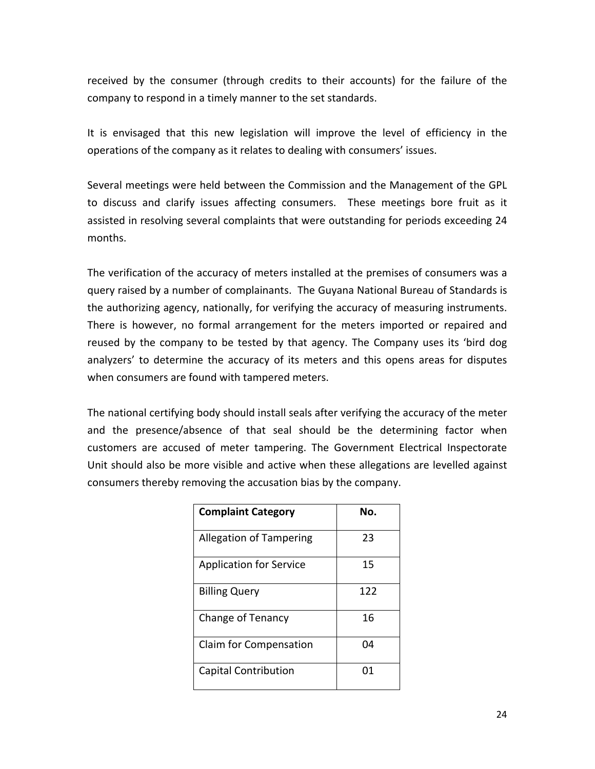received by the consumer (through credits to their accounts) for the failure of the company to respond in a timely manner to the set standards.

It is envisaged that this new legislation will improve the level of efficiency in the operations of the company as it relates to dealing with consumers' issues.

Several meetings were held between the Commission and the Management of the GPL to discuss and clarify issues affecting consumers. These meetings bore fruit as it assisted in resolving several complaints that were outstanding for periods exceeding 24 months.

The verification of the accuracy of meters installed at the premises of consumers was a query raised by a number of complainants. The Guyana National Bureau of Standards is the authorizing agency, nationally, for verifying the accuracy of measuring instruments. There is however, no formal arrangement for the meters imported or repaired and reused by the company to be tested by that agency. The Company uses its 'bird dog analyzers' to determine the accuracy of its meters and this opens areas for disputes when consumers are found with tampered meters.

The national certifying body should install seals after verifying the accuracy of the meter and the presence/absence of that seal should be the determining factor when customers are accused of meter tampering. The Government Electrical Inspectorate Unit should also be more visible and active when these allegations are levelled against consumers thereby removing the accusation bias by the company.

| Complaint Category | No. |
|---|---|
| Allegation of Tampering | 23 |
| Application for Service | 15 |
| Billing Query | 122 |
| Change of Tenancy | 16 |
| Claim for Compensation | 04 |
| Capital Contribution | 01 |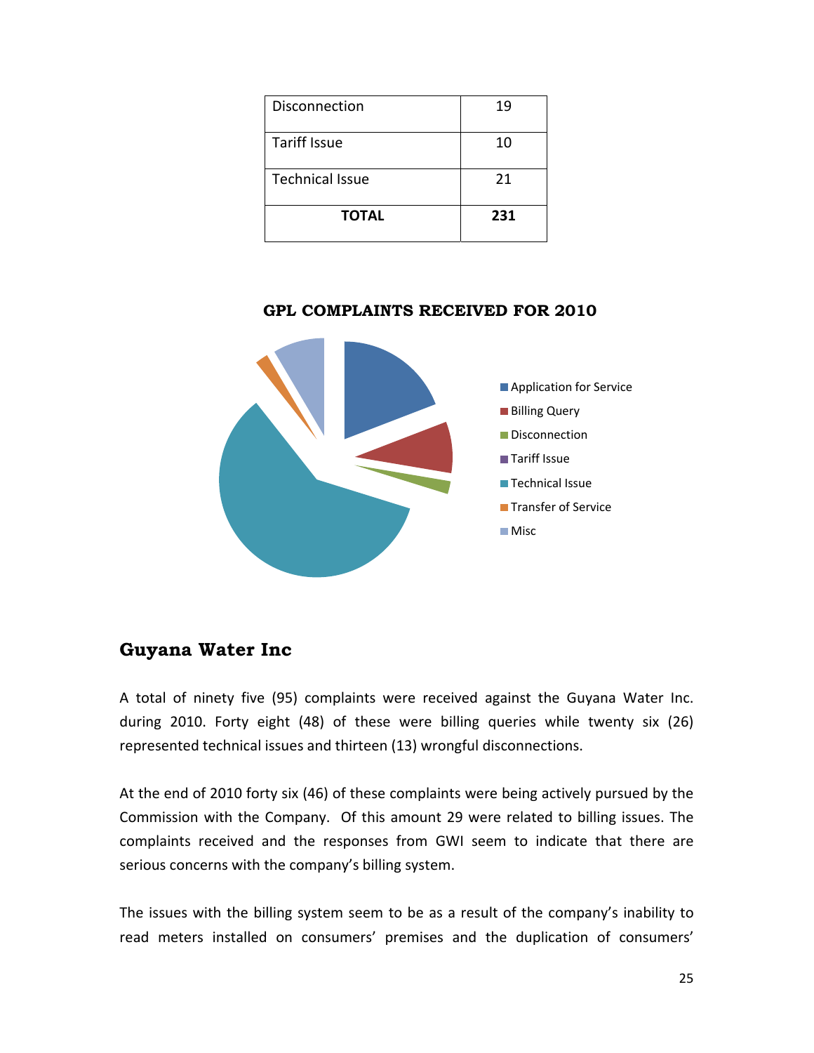| Disconnection | 19 |
|---|---|
| Tariff Issue | 10 |
| Technical Issue | 21 |
| **TOTAL** | **231** |

**GPL COMPLAINTS RECEIVED FOR 2010**

- Application for Service
- Billing Query
- Disconnection
- Tariff Issue
- Technical Issue
- Transfer of Service
- Misc

## Guyana Water Inc

A total of ninety five (95) complaints were received against the Guyana Water Inc. during 2010. Forty eight (48) of these were billing queries while twenty six (26) represented technical issues and thirteen (13) wrongful disconnections.

At the end of 2010 forty six (46) of these complaints were being actively pursued by the Commission with the Company. Of this amount 29 were related to billing issues. The complaints received and the responses from GWI seem to indicate that there are serious concerns with the company's billing system.

The issues with the billing system seem to be as a result of the company's inability to read meters installed on consumers' premises and the duplication of consumers'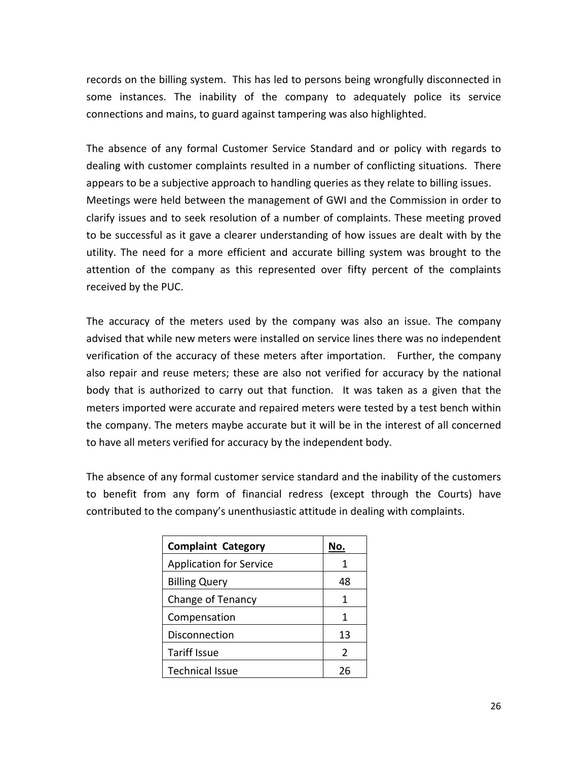records on the billing system. This has led to persons being wrongfully disconnected in some instances. The inability of the company to adequately police its service connections and mains, to guard against tampering was also highlighted.

The absence of any formal Customer Service Standard and or policy with regards to dealing with customer complaints resulted in a number of conflicting situations. There appears to be a subjective approach to handling queries as they relate to billing issues. Meetings were held between the management of GWI and the Commission in order to clarify issues and to seek resolution of a number of complaints. These meeting proved to be successful as it gave a clearer understanding of how issues are dealt with by the utility. The need for a more efficient and accurate billing system was brought to the attention of the company as this represented over fifty percent of the complaints received by the PUC.

The accuracy of the meters used by the company was also an issue. The company advised that while new meters were installed on service lines there was no independent verification of the accuracy of these meters after importation. Further, the company also repair and reuse meters; these are also not verified for accuracy by the national body that is authorized to carry out that function. It was taken as a given that the meters imported were accurate and repaired meters were tested by a test bench within the company. The meters maybe accurate but it will be in the interest of all concerned to have all meters verified for accuracy by the independent body.

The absence of any formal customer service standard and the inability of the customers to benefit from any form of financial redress (except through the Courts) have contributed to the company's unenthusiastic attitude in dealing with complaints.

| **Complaint Category** | **No.** |
|---|---|
| Application for Service | 1 |
| Billing Query | 48 |
| Change of Tenancy | 1 |
| Compensation | 1 |
| Disconnection | 13 |
| Tariff Issue | 2 |
| Technical Issue | 26 |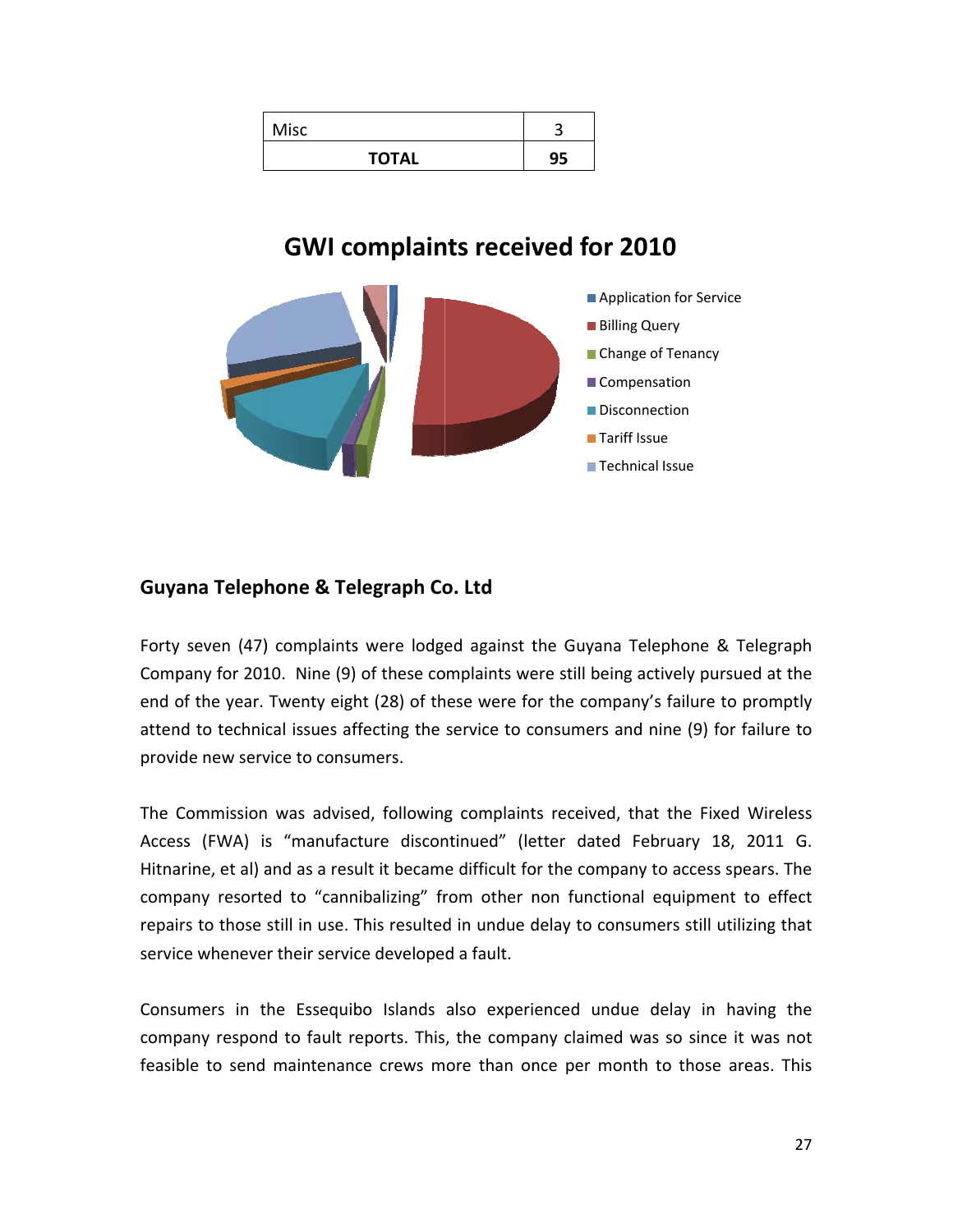| Misc | 3 |
|---|---|
| **TOTAL** | **95** |

**GWI complaints received for 2010**

- Application for Service
- Billing Query
- Change of Tenancy
- Compensation
- Disconnection
- Tariff Issue
- Technical Issue

## Guyana Telephone & Telegraph Co. Ltd

Forty seven (47) complaints were lodged against the Guyana Telephone & Telegraph Company for 2010. Nine (9) of these complaints were still being actively pursued at the end of the year. Twenty eight (28) of these were for the company's failure to promptly attend to technical issues affecting the service to consumers and nine (9) for failure to provide new service to consumers.

The Commission was advised, following complaints received, that the Fixed Wireless Access (FWA) is "manufacture discontinued" (letter dated February 18, 2011 G. Hitnarine, et al) and as a result it became difficult for the company to access spears. The company resorted to "cannibalizing" from other non functional equipment to effect repairs to those still in use. This resulted in undue delay to consumers still utilizing that service whenever their service developed a fault.

Consumers in the Essequibo Islands also experienced undue delay in having the company respond to fault reports. This, the company claimed was so since it was not feasible to send maintenance crews more than once per month to those areas. This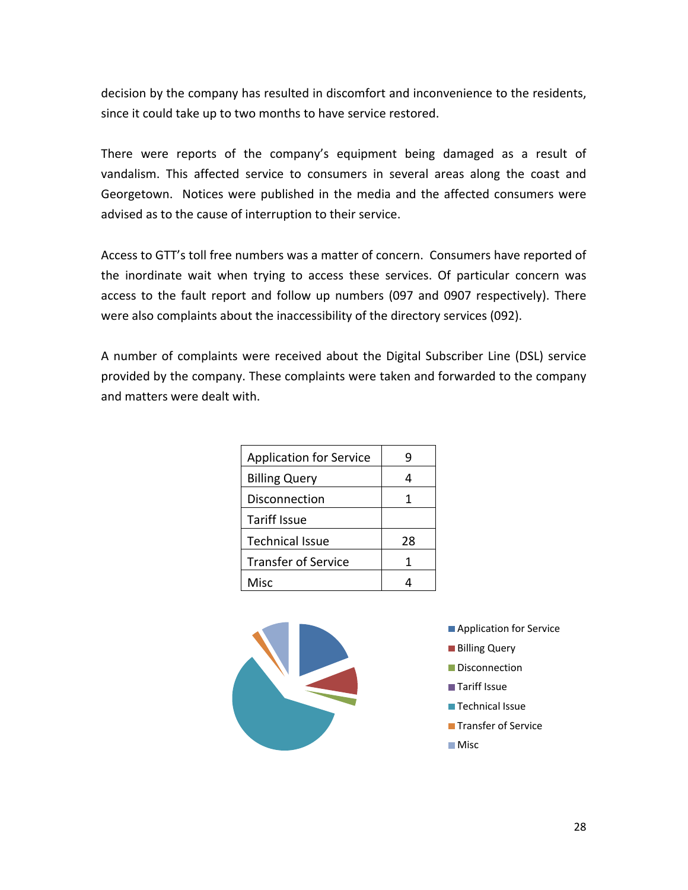decision by the company has resulted in discomfort and inconvenience to the residents, since it could take up to two months to have service restored.

There were reports of the company's equipment being damaged as a result of vandalism. This affected service to consumers in several areas along the coast and Georgetown. Notices were published in the media and the affected consumers were advised as to the cause of interruption to their service.

Access to GTT's toll free numbers was a matter of concern. Consumers have reported of the inordinate wait when trying to access these services. Of particular concern was access to the fault report and follow up numbers (097 and 0907 respectively). There were also complaints about the inaccessibility of the directory services (092).

A number of complaints were received about the Digital Subscriber Line (DSL) service provided by the company. These complaints were taken and forwarded to the company and matters were dealt with.

| Category | Count |
|---|---|
| Application for Service | 9 |
| Billing Query | 4 |
| Disconnection | 1 |
| Tariff Issue | |
| Technical Issue | 28 |
| Transfer of Service | 1 |
| Misc | 4 |

- Application for Service
- Billing Query
- Disconnection
- Tariff Issue
- Technical Issue
- Transfer of Service
- Misc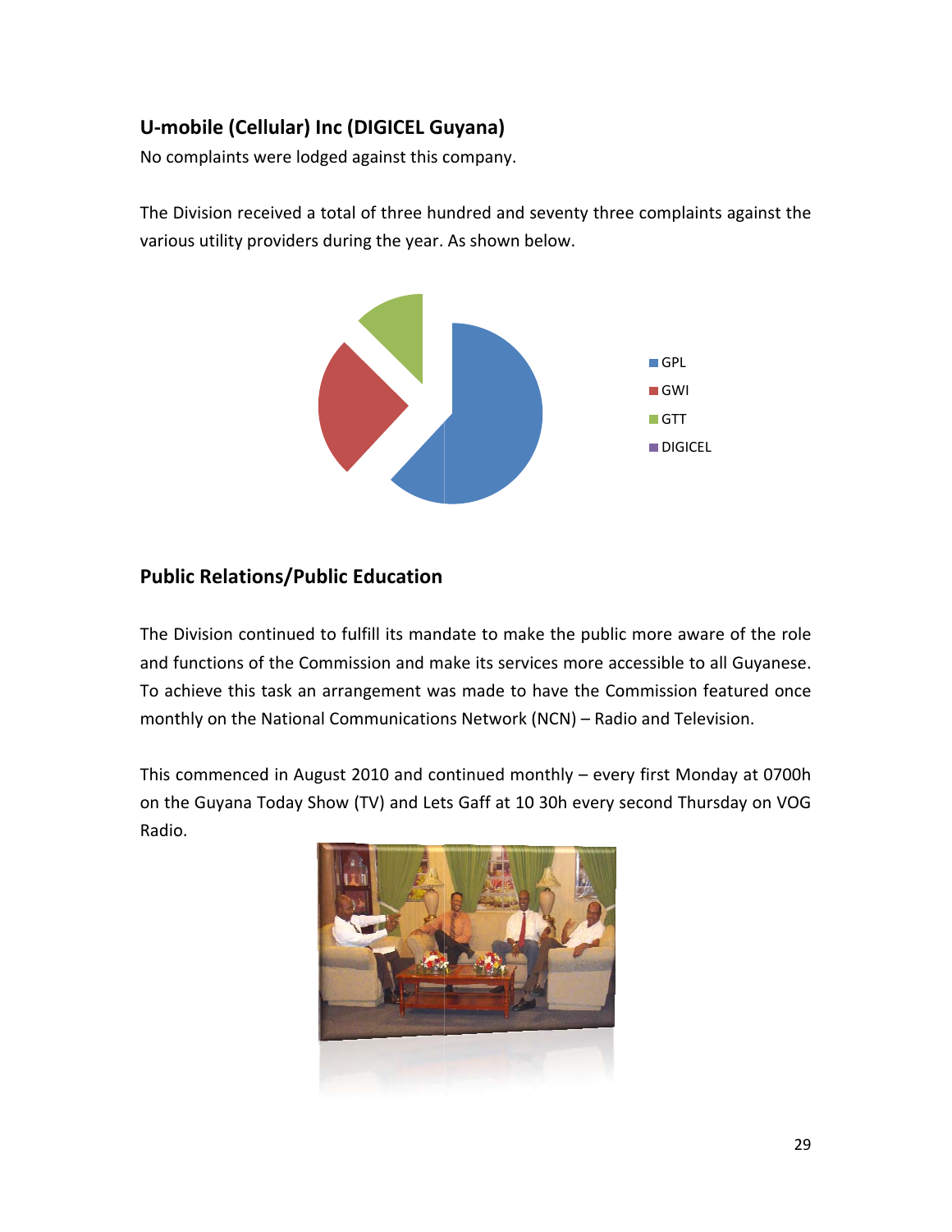## U-mobile (Cellular) Inc (DIGICEL Guyana)

No complaints were lodged against this company.

The Division received a total of three hundred and seventy three complaints against the various utility providers during the year. As shown below.

GPL
GWI
GTT
DIGICEL

## Public Relations/Public Education

The Division continued to fulfill its mandate to make the public more aware of the role and functions of the Commission and make its services more accessible to all Guyanese. To achieve this task an arrangement was made to have the Commission featured once monthly on the National Communications Network (NCN) – Radio and Television.

This commenced in August 2010 and continued monthly – every first Monday at 0700h on the Guyana Today Show (TV) and Lets Gaff at 10 30h every second Thursday on VOG Radio.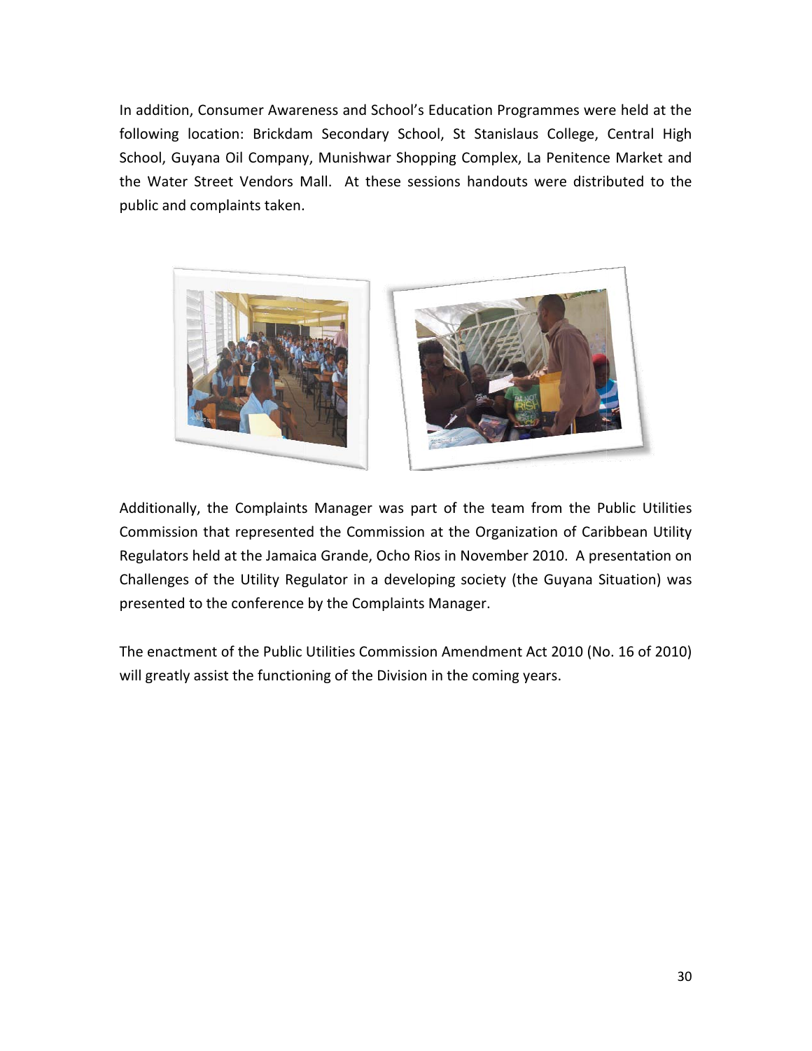In addition, Consumer Awareness and School's Education Programmes were held at the following location: Brickdam Secondary School, St Stanislaus College, Central High School, Guyana Oil Company, Munishwar Shopping Complex, La Penitence Market and the Water Street Vendors Mall. At these sessions handouts were distributed to the public and complaints taken.

Additionally, the Complaints Manager was part of the team from the Public Utilities Commission that represented the Commission at the Organization of Caribbean Utility Regulators held at the Jamaica Grande, Ocho Rios in November 2010. A presentation on Challenges of the Utility Regulator in a developing society (the Guyana Situation) was presented to the conference by the Complaints Manager.

The enactment of the Public Utilities Commission Amendment Act 2010 (No. 16 of 2010) will greatly assist the functioning of the Division in the coming years.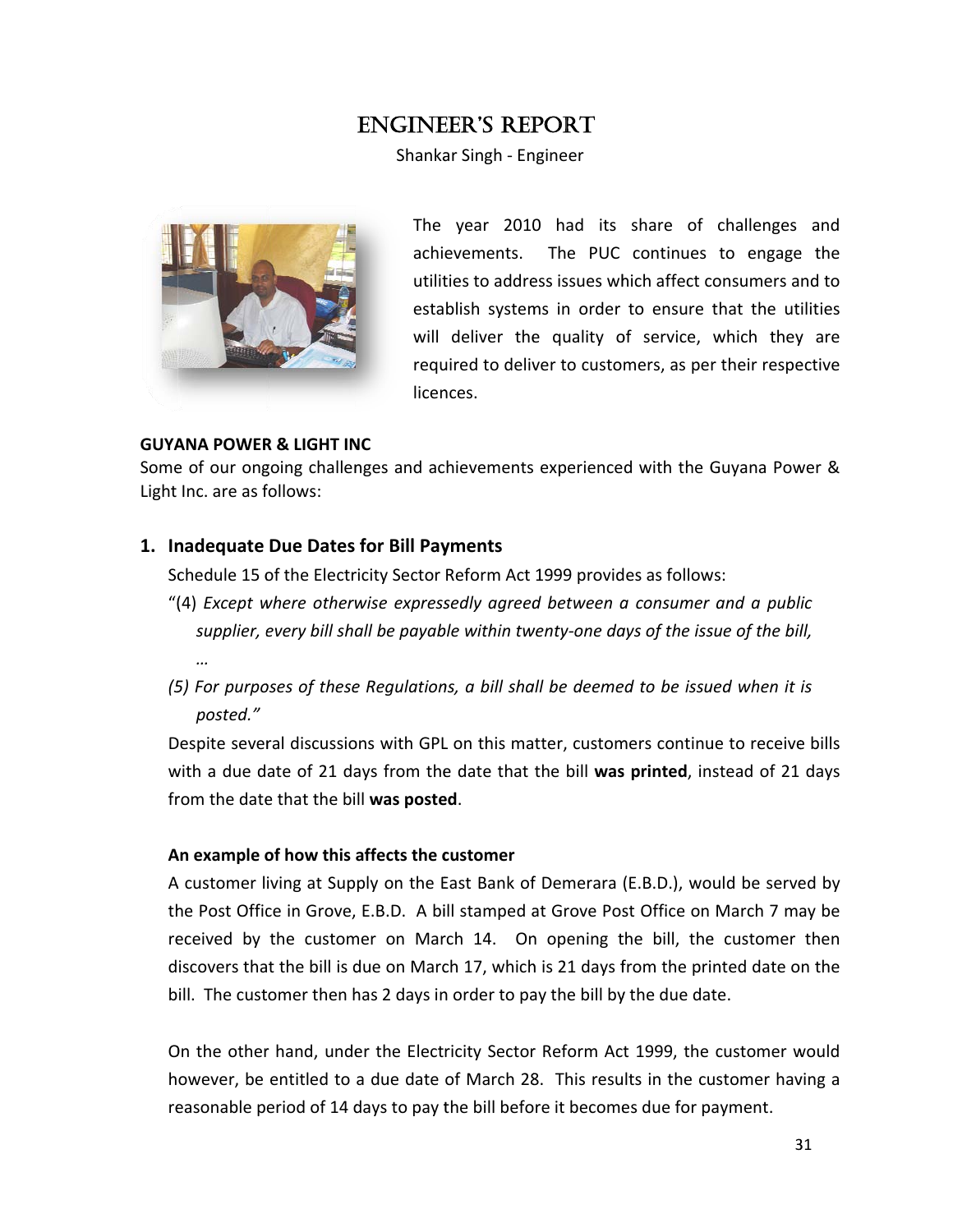# ENGINEER'S REPORT

Shankar Singh - Engineer

The year 2010 had its share of challenges and achievements. The PUC continues to engage the utilities to address issues which affect consumers and to establish systems in order to ensure that the utilities will deliver the quality of service, which they are required to deliver to customers, as per their respective licences.

**GUYANA POWER & LIGHT INC**

Some of our ongoing challenges and achievements experienced with the Guyana Power & Light Inc. are as follows:

### 1. Inadequate Due Dates for Bill Payments

Schedule 15 of the Electricity Sector Reform Act 1999 provides as follows:

"(4) *Except where otherwise expressedly agreed between a consumer and a public supplier, every bill shall be payable within twenty-one days of the issue of the bill, …*

*(5) For purposes of these Regulations, a bill shall be deemed to be issued when it is posted."*

Despite several discussions with GPL on this matter, customers continue to receive bills with a due date of 21 days from the date that the bill **was printed**, instead of 21 days from the date that the bill **was posted**.

**An example of how this affects the customer**

A customer living at Supply on the East Bank of Demerara (E.B.D.), would be served by the Post Office in Grove, E.B.D. A bill stamped at Grove Post Office on March 7 may be received by the customer on March 14. On opening the bill, the customer then discovers that the bill is due on March 17, which is 21 days from the printed date on the bill. The customer then has 2 days in order to pay the bill by the due date.

On the other hand, under the Electricity Sector Reform Act 1999, the customer would however, be entitled to a due date of March 28. This results in the customer having a reasonable period of 14 days to pay the bill before it becomes due for payment.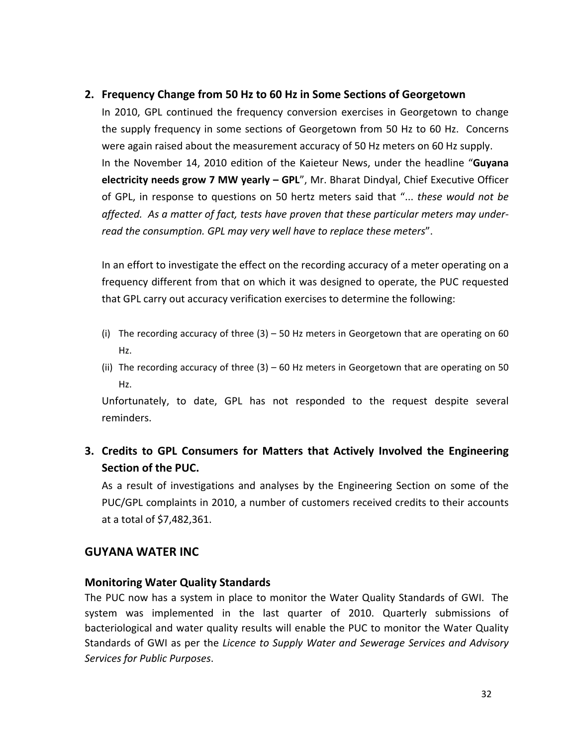## 2. Frequency Change from 50 Hz to 60 Hz in Some Sections of Georgetown

In 2010, GPL continued the frequency conversion exercises in Georgetown to change the supply frequency in some sections of Georgetown from 50 Hz to 60 Hz. Concerns were again raised about the measurement accuracy of 50 Hz meters on 60 Hz supply.

In the November 14, 2010 edition of the Kaieteur News, under the headline "**Guyana electricity needs grow 7 MW yearly – GPL**", Mr. Bharat Dindyal, Chief Executive Officer of GPL, in response to questions on 50 hertz meters said that "... *these would not be affected. As a matter of fact, tests have proven that these particular meters may under-read the consumption. GPL may very well have to replace these meters*".

In an effort to investigate the effect on the recording accuracy of a meter operating on a frequency different from that on which it was designed to operate, the PUC requested that GPL carry out accuracy verification exercises to determine the following:

(i) The recording accuracy of three (3) – 50 Hz meters in Georgetown that are operating on 60 Hz.

(ii) The recording accuracy of three (3) – 60 Hz meters in Georgetown that are operating on 50 Hz.

Unfortunately, to date, GPL has not responded to the request despite several reminders.

## 3. Credits to GPL Consumers for Matters that Actively Involved the Engineering Section of the PUC.

As a result of investigations and analyses by the Engineering Section on some of the PUC/GPL complaints in 2010, a number of customers received credits to their accounts at a total of $7,482,361.

## GUYANA WATER INC

### Monitoring Water Quality Standards

The PUC now has a system in place to monitor the Water Quality Standards of GWI. The system was implemented in the last quarter of 2010. Quarterly submissions of bacteriological and water quality results will enable the PUC to monitor the Water Quality Standards of GWI as per the *Licence to Supply Water and Sewerage Services and Advisory Services for Public Purposes*.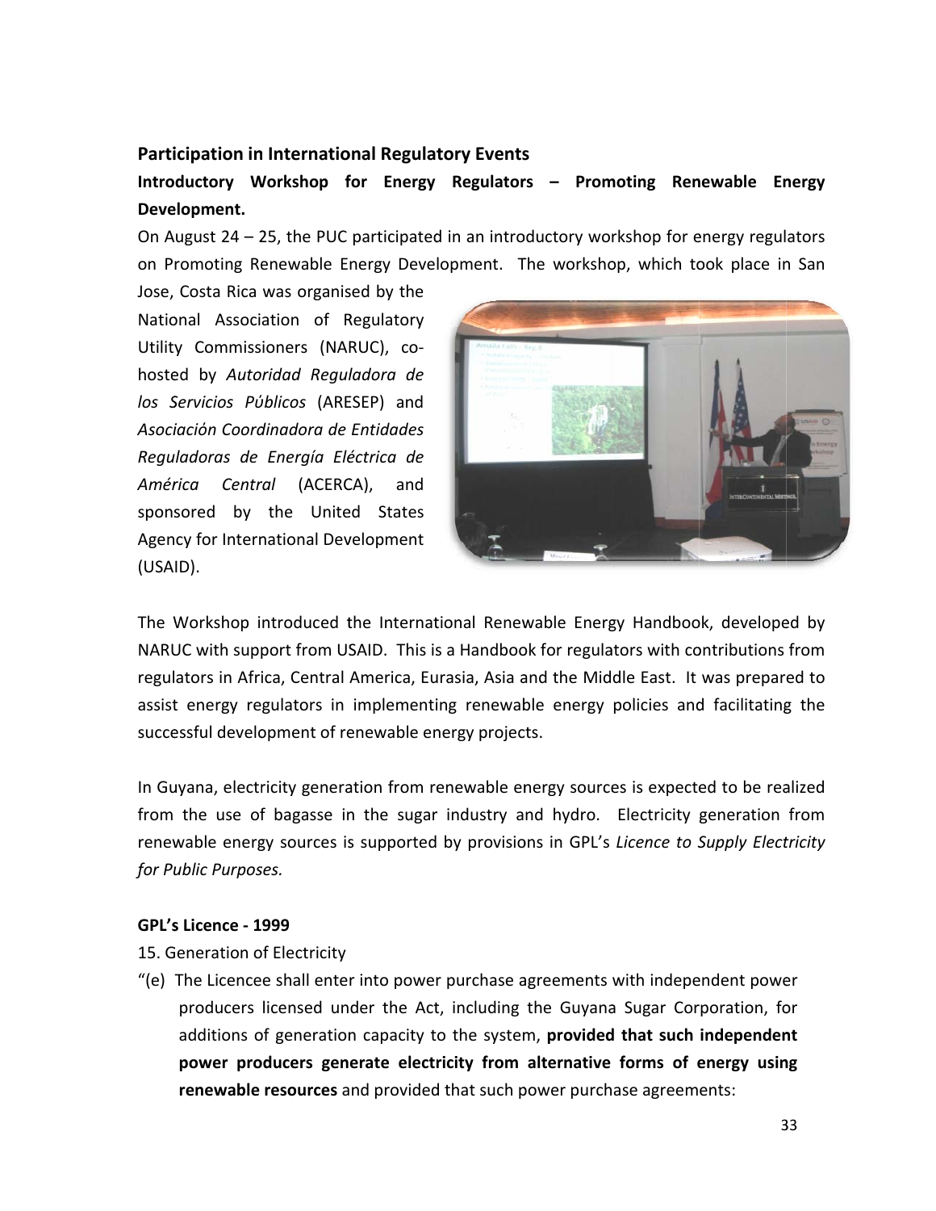## Participation in International Regulatory Events

### Introductory Workshop for Energy Regulators – Promoting Renewable Energy Development.

On August 24 – 25, the PUC participated in an introductory workshop for energy regulators on Promoting Renewable Energy Development. The workshop, which took place in San Jose, Costa Rica was organised by the National Association of Regulatory Utility Commissioners (NARUC), co-hosted by *Autoridad Reguladora de los Servicios Públicos* (ARESEP) and *Asociación Coordinadora de Entidades Reguladoras de Energía Eléctrica de América Central* (ACERCA), and sponsored by the United States Agency for International Development (USAID).

The Workshop introduced the International Renewable Energy Handbook, developed by NARUC with support from USAID. This is a Handbook for regulators with contributions from regulators in Africa, Central America, Eurasia, Asia and the Middle East. It was prepared to assist energy regulators in implementing renewable energy policies and facilitating the successful development of renewable energy projects.

In Guyana, electricity generation from renewable energy sources is expected to be realized from the use of bagasse in the sugar industry and hydro. Electricity generation from renewable energy sources is supported by provisions in GPL's *Licence to Supply Electricity for Public Purposes.*

**GPL's Licence - 1999**

15. Generation of Electricity

"(e) The Licencee shall enter into power purchase agreements with independent power producers licensed under the Act, including the Guyana Sugar Corporation, for additions of generation capacity to the system, **provided that such independent power producers generate electricity from alternative forms of energy using renewable resources** and provided that such power purchase agreements: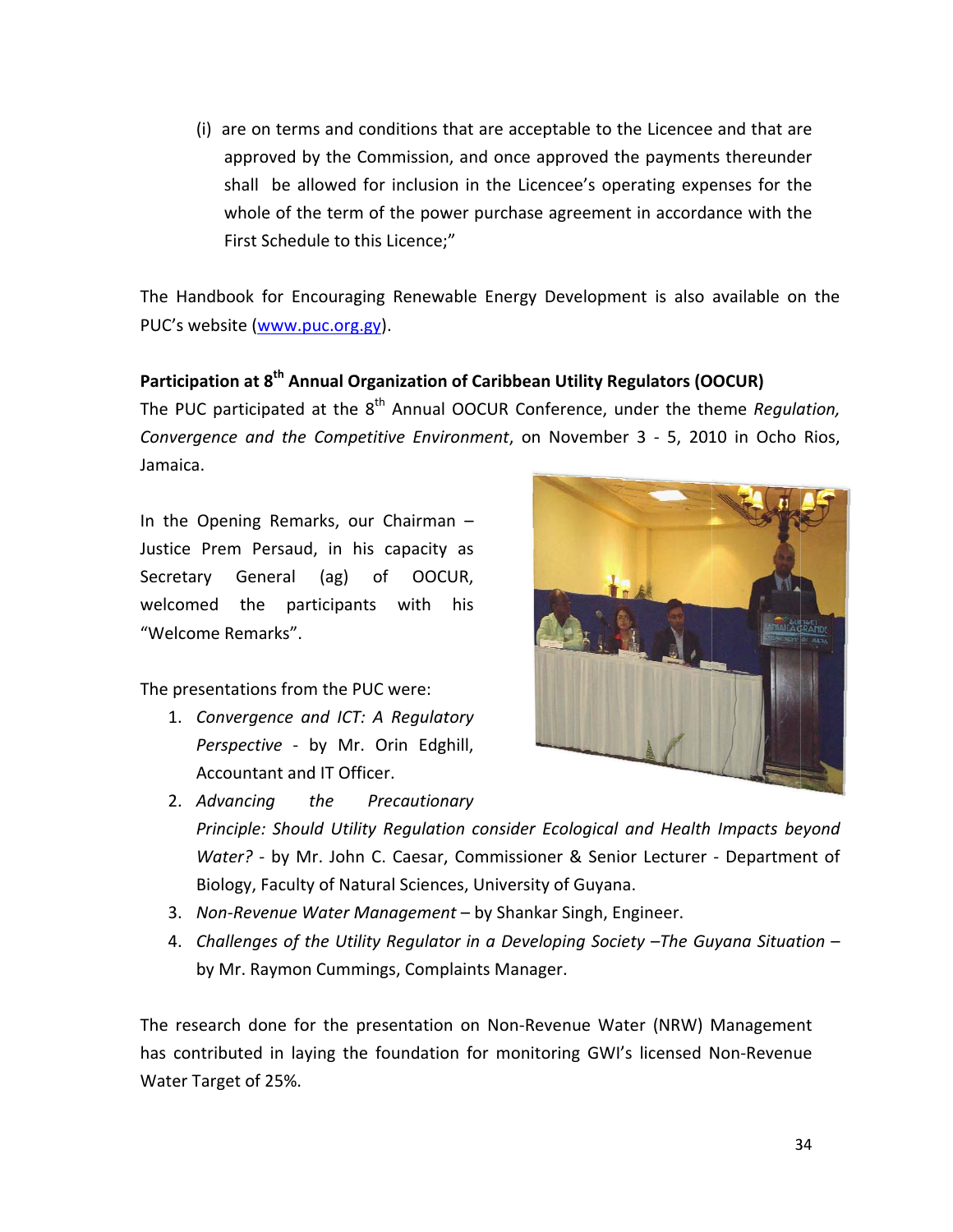(i) are on terms and conditions that are acceptable to the Licencee and that are approved by the Commission, and once approved the payments thereunder shall be allowed for inclusion in the Licencee's operating expenses for the whole of the term of the power purchase agreement in accordance with the First Schedule to this Licence;"

The Handbook for Encouraging Renewable Energy Development is also available on the PUC's website ([www.puc.org.gy](http://www.puc.org.gy)).

**Participation at 8th Annual Organization of Caribbean Utility Regulators (OOCUR)**

The PUC participated at the 8th Annual OOCUR Conference, under the theme *Regulation, Convergence and the Competitive Environment*, on November 3 - 5, 2010 in Ocho Rios, Jamaica.

In the Opening Remarks, our Chairman – Justice Prem Persaud, in his capacity as Secretary General (ag) of OOCUR, welcomed the participants with his "Welcome Remarks".

The presentations from the PUC were:

1. *Convergence and ICT: A Regulatory Perspective* - by Mr. Orin Edghill, Accountant and IT Officer.
2. *Advancing the Precautionary Principle: Should Utility Regulation consider Ecological and Health Impacts beyond Water?* - by Mr. John C. Caesar, Commissioner & Senior Lecturer - Department of Biology, Faculty of Natural Sciences, University of Guyana.
3. *Non-Revenue Water Management* – by Shankar Singh, Engineer.
4. *Challenges of the Utility Regulator in a Developing Society –The Guyana Situation* – by Mr. Raymon Cummings, Complaints Manager.

The research done for the presentation on Non-Revenue Water (NRW) Management has contributed in laying the foundation for monitoring GWI's licensed Non-Revenue Water Target of 25%.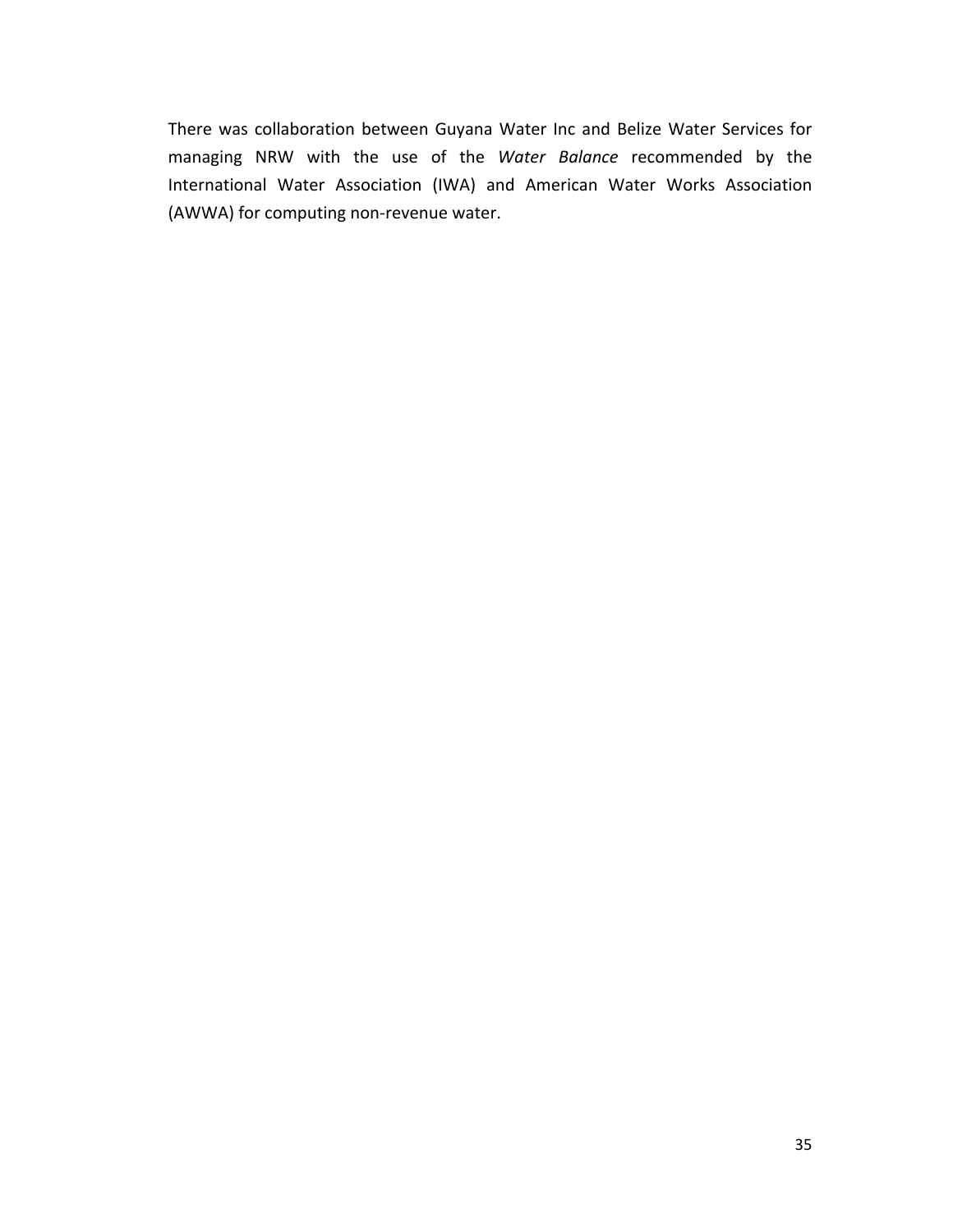There was collaboration between Guyana Water Inc and Belize Water Services for managing NRW with the use of the *Water Balance* recommended by the International Water Association (IWA) and American Water Works Association (AWWA) for computing non-revenue water.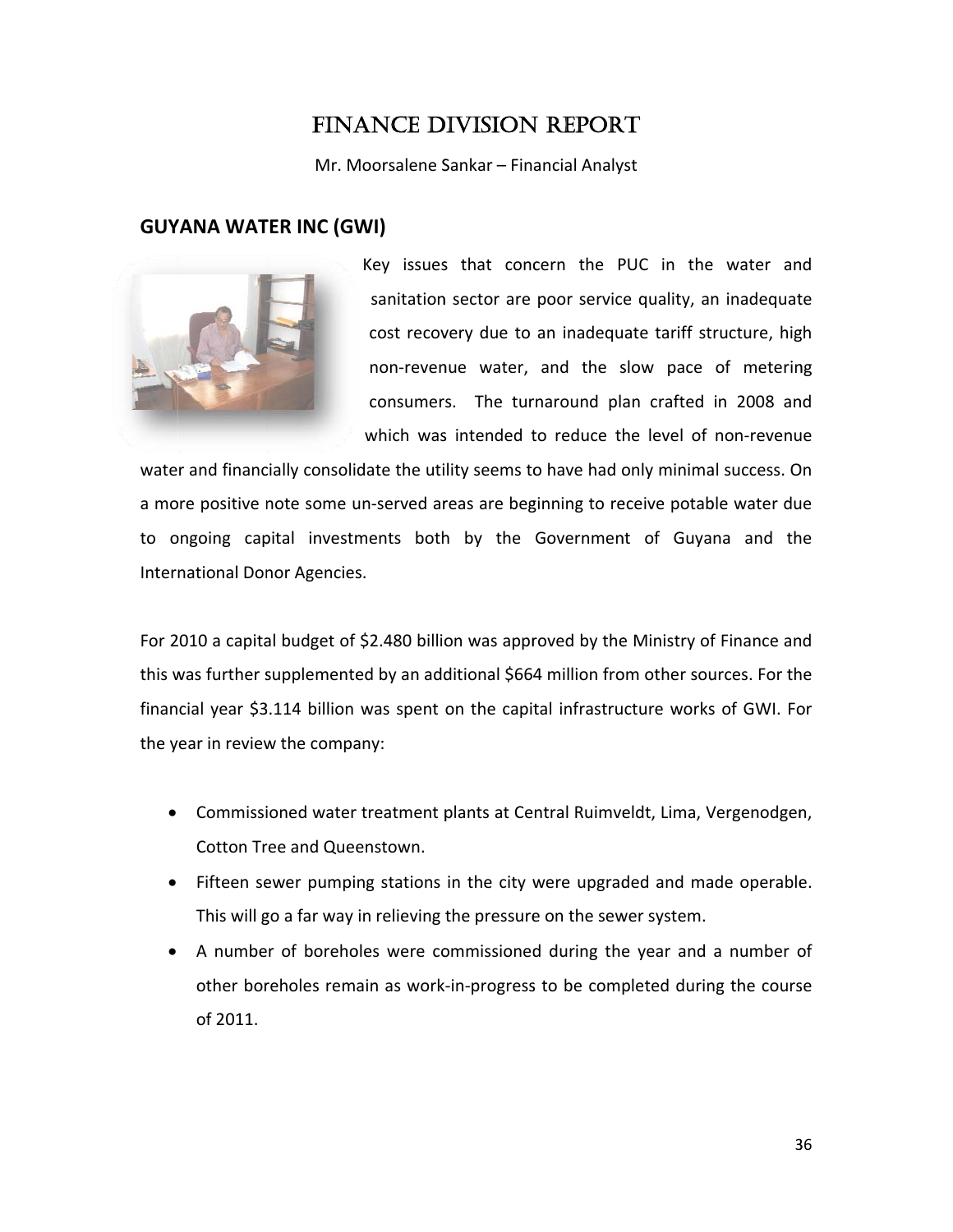# FINANCE DIVISION REPORT

Mr. Moorsalene Sankar – Financial Analyst

## GUYANA WATER INC (GWI)

Key issues that concern the PUC in the water and sanitation sector are poor service quality, an inadequate cost recovery due to an inadequate tariff structure, high non-revenue water, and the slow pace of metering consumers. The turnaround plan crafted in 2008 and which was intended to reduce the level of non-revenue water and financially consolidate the utility seems to have had only minimal success. On a more positive note some un-served areas are beginning to receive potable water due to ongoing capital investments both by the Government of Guyana and the International Donor Agencies.

For 2010 a capital budget of $2.480 billion was approved by the Ministry of Finance and this was further supplemented by an additional $664 million from other sources. For the financial year $3.114 billion was spent on the capital infrastructure works of GWI. For the year in review the company:

- Commissioned water treatment plants at Central Ruimveldt, Lima, Vergenodgen, Cotton Tree and Queenstown.
- Fifteen sewer pumping stations in the city were upgraded and made operable. This will go a far way in relieving the pressure on the sewer system.
- A number of boreholes were commissioned during the year and a number of other boreholes remain as work-in-progress to be completed during the course of 2011.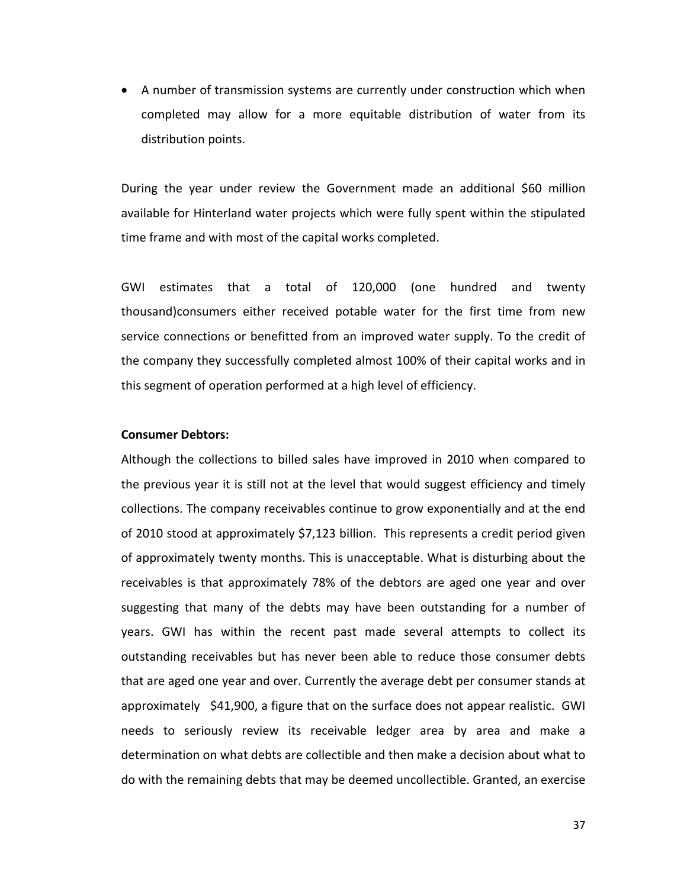- A number of transmission systems are currently under construction which when completed may allow for a more equitable distribution of water from its distribution points.

During the year under review the Government made an additional $60 million available for Hinterland water projects which were fully spent within the stipulated time frame and with most of the capital works completed.

GWI estimates that a total of 120,000 (one hundred and twenty thousand)consumers either received potable water for the first time from new service connections or benefitted from an improved water supply. To the credit of the company they successfully completed almost 100% of their capital works and in this segment of operation performed at a high level of efficiency.

**Consumer Debtors:**

Although the collections to billed sales have improved in 2010 when compared to the previous year it is still not at the level that would suggest efficiency and timely collections. The company receivables continue to grow exponentially and at the end of 2010 stood at approximately $7,123 billion. This represents a credit period given of approximately twenty months. This is unacceptable. What is disturbing about the receivables is that approximately 78% of the debtors are aged one year and over suggesting that many of the debts may have been outstanding for a number of years. GWI has within the recent past made several attempts to collect its outstanding receivables but has never been able to reduce those consumer debts that are aged one year and over. Currently the average debt per consumer stands at approximately $41,900, a figure that on the surface does not appear realistic. GWI needs to seriously review its receivable ledger area by area and make a determination on what debts are collectible and then make a decision about what to do with the remaining debts that may be deemed uncollectible. Granted, an exercise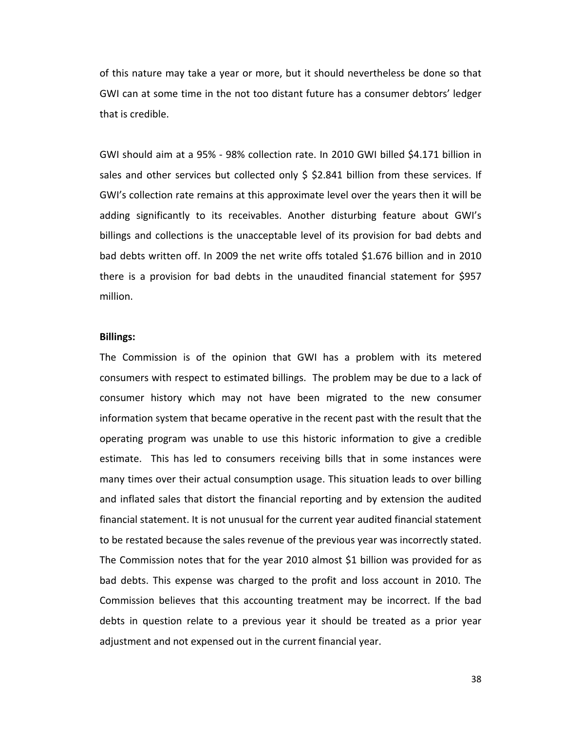of this nature may take a year or more, but it should nevertheless be done so that GWI can at some time in the not too distant future has a consumer debtors' ledger that is credible.

GWI should aim at a 95% - 98% collection rate. In 2010 GWI billed $4.171 billion in sales and other services but collected only $ $2.841 billion from these services. If GWI's collection rate remains at this approximate level over the years then it will be adding significantly to its receivables. Another disturbing feature about GWI's billings and collections is the unacceptable level of its provision for bad debts and bad debts written off. In 2009 the net write offs totaled $1.676 billion and in 2010 there is a provision for bad debts in the unaudited financial statement for $957 million.

**Billings:**

The Commission is of the opinion that GWI has a problem with its metered consumers with respect to estimated billings. The problem may be due to a lack of consumer history which may not have been migrated to the new consumer information system that became operative in the recent past with the result that the operating program was unable to use this historic information to give a credible estimate. This has led to consumers receiving bills that in some instances were many times over their actual consumption usage. This situation leads to over billing and inflated sales that distort the financial reporting and by extension the audited financial statement. It is not unusual for the current year audited financial statement to be restated because the sales revenue of the previous year was incorrectly stated. The Commission notes that for the year 2010 almost $1 billion was provided for as bad debts. This expense was charged to the profit and loss account in 2010. The Commission believes that this accounting treatment may be incorrect. If the bad debts in question relate to a previous year it should be treated as a prior year adjustment and not expensed out in the current financial year.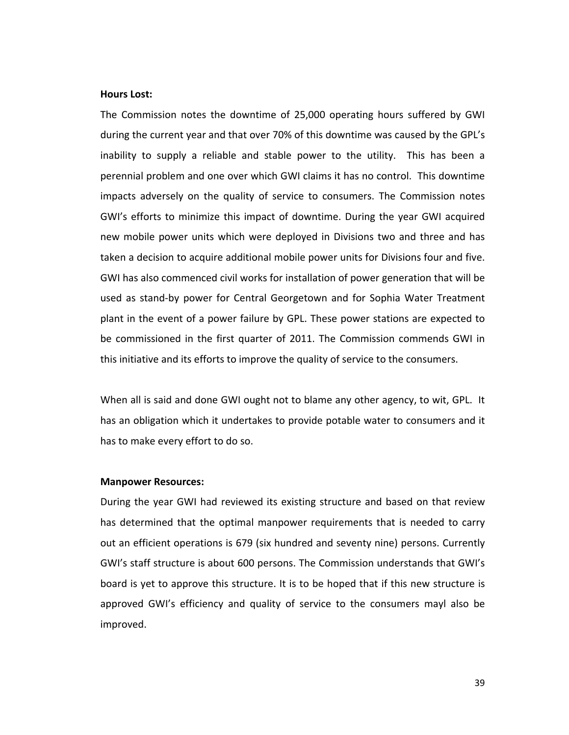**Hours Lost:**

The Commission notes the downtime of 25,000 operating hours suffered by GWI during the current year and that over 70% of this downtime was caused by the GPL's inability to supply a reliable and stable power to the utility. This has been a perennial problem and one over which GWI claims it has no control. This downtime impacts adversely on the quality of service to consumers. The Commission notes GWI's efforts to minimize this impact of downtime. During the year GWI acquired new mobile power units which were deployed in Divisions two and three and has taken a decision to acquire additional mobile power units for Divisions four and five. GWI has also commenced civil works for installation of power generation that will be used as stand-by power for Central Georgetown and for Sophia Water Treatment plant in the event of a power failure by GPL. These power stations are expected to be commissioned in the first quarter of 2011. The Commission commends GWI in this initiative and its efforts to improve the quality of service to the consumers.

When all is said and done GWI ought not to blame any other agency, to wit, GPL. It has an obligation which it undertakes to provide potable water to consumers and it has to make every effort to do so.

**Manpower Resources:**

During the year GWI had reviewed its existing structure and based on that review has determined that the optimal manpower requirements that is needed to carry out an efficient operations is 679 (six hundred and seventy nine) persons. Currently GWI's staff structure is about 600 persons. The Commission understands that GWI's board is yet to approve this structure. It is to be hoped that if this new structure is approved GWI's efficiency and quality of service to the consumers mayl also be improved.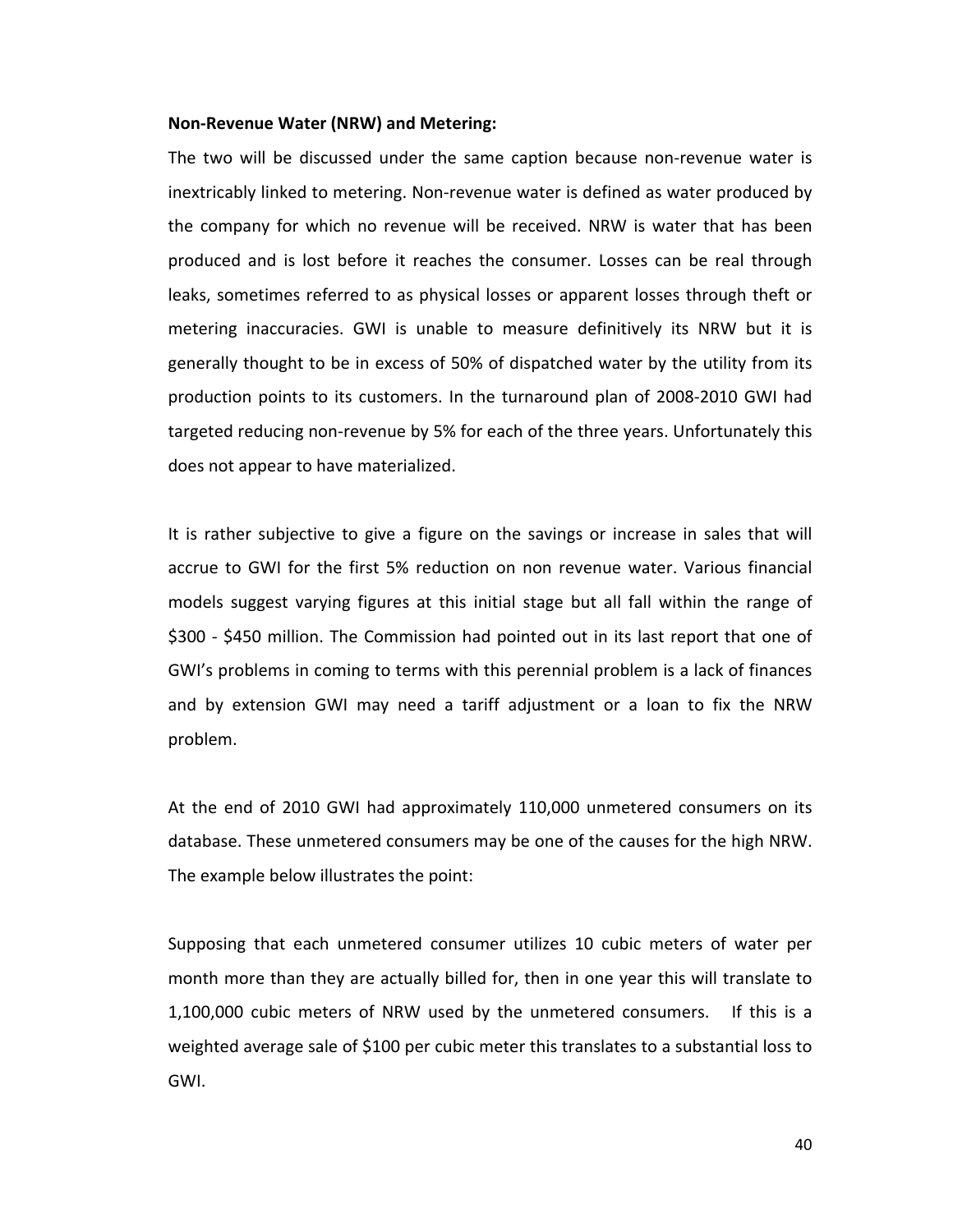**Non-Revenue Water (NRW) and Metering:**

The two will be discussed under the same caption because non-revenue water is inextricably linked to metering. Non-revenue water is defined as water produced by the company for which no revenue will be received. NRW is water that has been produced and is lost before it reaches the consumer. Losses can be real through leaks, sometimes referred to as physical losses or apparent losses through theft or metering inaccuracies. GWI is unable to measure definitively its NRW but it is generally thought to be in excess of 50% of dispatched water by the utility from its production points to its customers. In the turnaround plan of 2008-2010 GWI had targeted reducing non-revenue by 5% for each of the three years. Unfortunately this does not appear to have materialized.

It is rather subjective to give a figure on the savings or increase in sales that will accrue to GWI for the first 5% reduction on non revenue water. Various financial models suggest varying figures at this initial stage but all fall within the range of $300 - $450 million. The Commission had pointed out in its last report that one of GWI's problems in coming to terms with this perennial problem is a lack of finances and by extension GWI may need a tariff adjustment or a loan to fix the NRW problem.

At the end of 2010 GWI had approximately 110,000 unmetered consumers on its database. These unmetered consumers may be one of the causes for the high NRW. The example below illustrates the point:

Supposing that each unmetered consumer utilizes 10 cubic meters of water per month more than they are actually billed for, then in one year this will translate to 1,100,000 cubic meters of NRW used by the unmetered consumers. If this is a weighted average sale of $100 per cubic meter this translates to a substantial loss to GWI.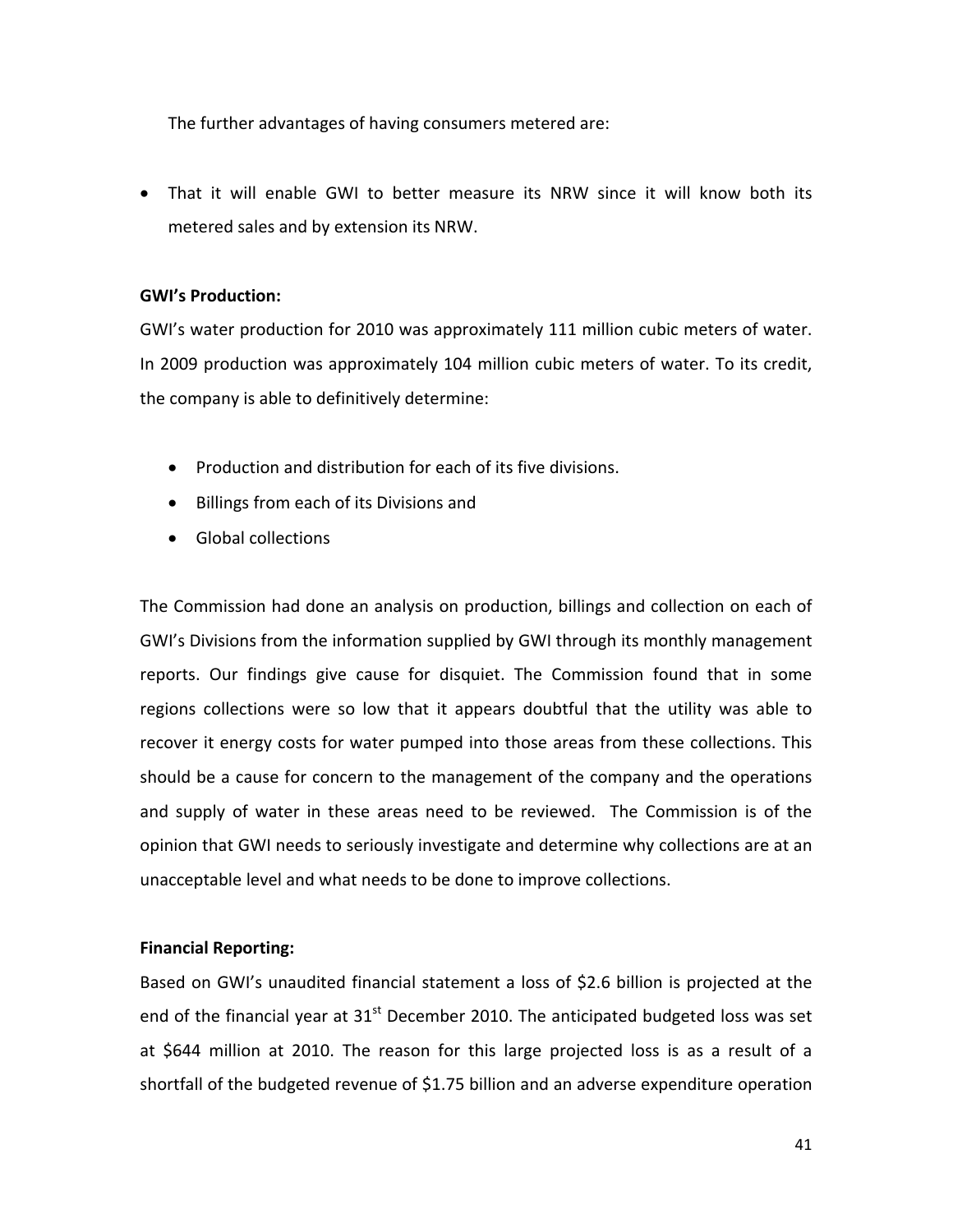The further advantages of having consumers metered are:

- That it will enable GWI to better measure its NRW since it will know both its metered sales and by extension its NRW.

**GWI's Production:**

GWI's water production for 2010 was approximately 111 million cubic meters of water. In 2009 production was approximately 104 million cubic meters of water. To its credit, the company is able to definitively determine:

- Production and distribution for each of its five divisions.
- Billings from each of its Divisions and
- Global collections

The Commission had done an analysis on production, billings and collection on each of GWI's Divisions from the information supplied by GWI through its monthly management reports. Our findings give cause for disquiet. The Commission found that in some regions collections were so low that it appears doubtful that the utility was able to recover it energy costs for water pumped into those areas from these collections. This should be a cause for concern to the management of the company and the operations and supply of water in these areas need to be reviewed. The Commission is of the opinion that GWI needs to seriously investigate and determine why collections are at an unacceptable level and what needs to be done to improve collections.

**Financial Reporting:**

Based on GWI's unaudited financial statement a loss of $2.6 billion is projected at the end of the financial year at 31st December 2010. The anticipated budgeted loss was set at $644 million at 2010. The reason for this large projected loss is as a result of a shortfall of the budgeted revenue of $1.75 billion and an adverse expenditure operation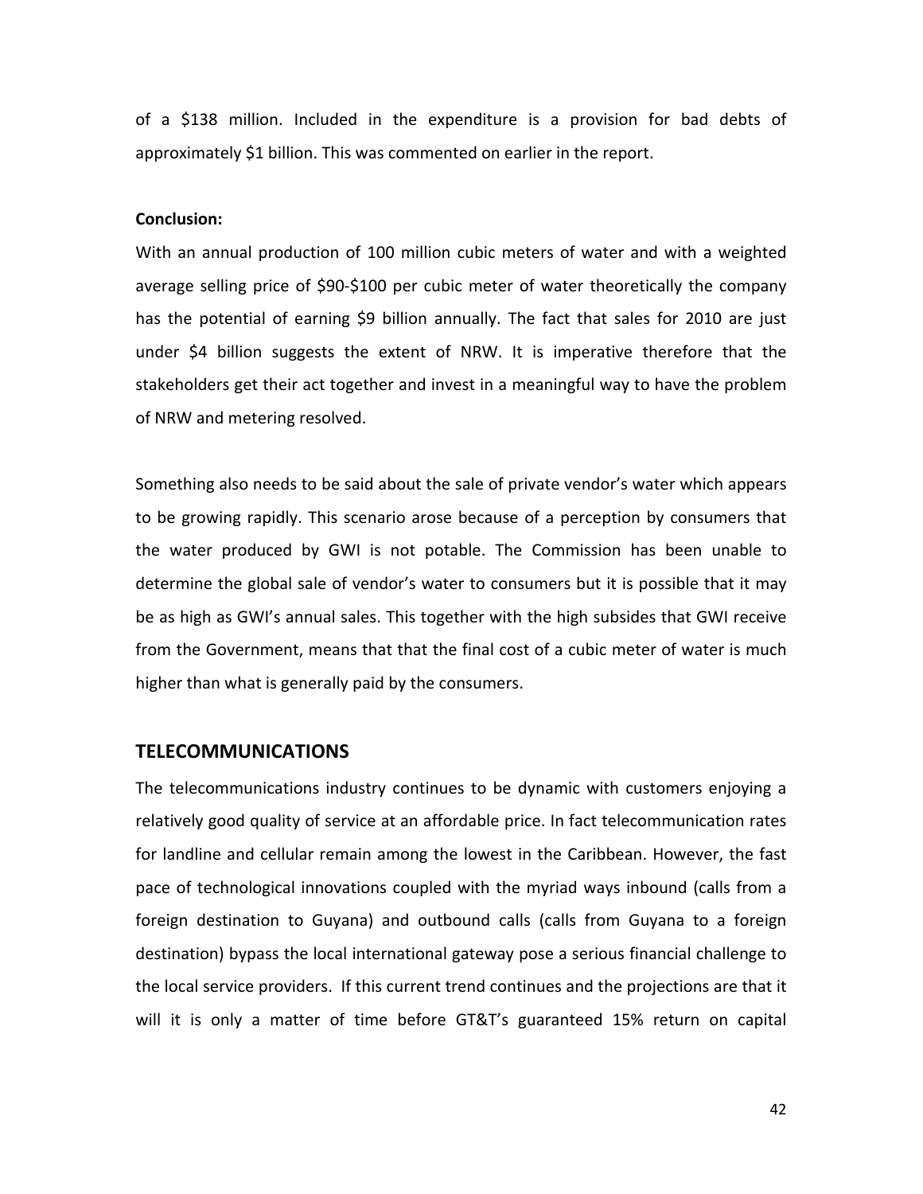of a $138 million. Included in the expenditure is a provision for bad debts of approximately $1 billion. This was commented on earlier in the report.

**Conclusion:**

With an annual production of 100 million cubic meters of water and with a weighted average selling price of $90-$100 per cubic meter of water theoretically the company has the potential of earning $9 billion annually. The fact that sales for 2010 are just under $4 billion suggests the extent of NRW. It is imperative therefore that the stakeholders get their act together and invest in a meaningful way to have the problem of NRW and metering resolved.

Something also needs to be said about the sale of private vendor's water which appears to be growing rapidly. This scenario arose because of a perception by consumers that the water produced by GWI is not potable. The Commission has been unable to determine the global sale of vendor's water to consumers but it is possible that it may be as high as GWI's annual sales. This together with the high subsides that GWI receive from the Government, means that that the final cost of a cubic meter of water is much higher than what is generally paid by the consumers.

## TELECOMMUNICATIONS

The telecommunications industry continues to be dynamic with customers enjoying a relatively good quality of service at an affordable price. In fact telecommunication rates for landline and cellular remain among the lowest in the Caribbean. However, the fast pace of technological innovations coupled with the myriad ways inbound (calls from a foreign destination to Guyana) and outbound calls (calls from Guyana to a foreign destination) bypass the local international gateway pose a serious financial challenge to the local service providers. If this current trend continues and the projections are that it will it is only a matter of time before GT&T's guaranteed 15% return on capital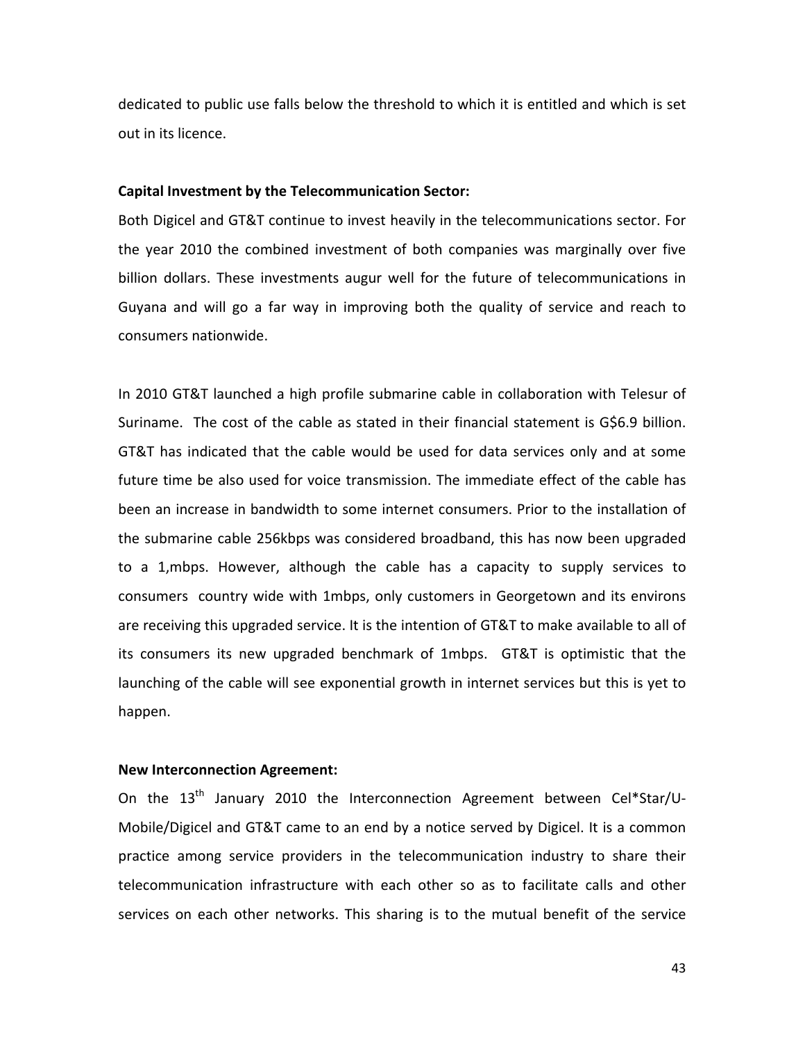dedicated to public use falls below the threshold to which it is entitled and which is set out in its licence.

**Capital Investment by the Telecommunication Sector:**

Both Digicel and GT&T continue to invest heavily in the telecommunications sector. For the year 2010 the combined investment of both companies was marginally over five billion dollars. These investments augur well for the future of telecommunications in Guyana and will go a far way in improving both the quality of service and reach to consumers nationwide.

In 2010 GT&T launched a high profile submarine cable in collaboration with Telesur of Suriname. The cost of the cable as stated in their financial statement is G$6.9 billion. GT&T has indicated that the cable would be used for data services only and at some future time be also used for voice transmission. The immediate effect of the cable has been an increase in bandwidth to some internet consumers. Prior to the installation of the submarine cable 256kbps was considered broadband, this has now been upgraded to a 1,mbps. However, although the cable has a capacity to supply services to consumers country wide with 1mbps, only customers in Georgetown and its environs are receiving this upgraded service. It is the intention of GT&T to make available to all of its consumers its new upgraded benchmark of 1mbps. GT&T is optimistic that the launching of the cable will see exponential growth in internet services but this is yet to happen.

**New Interconnection Agreement:**

On the 13th January 2010 the Interconnection Agreement between Cel*Star/U-Mobile/Digicel and GT&T came to an end by a notice served by Digicel. It is a common practice among service providers in the telecommunication industry to share their telecommunication infrastructure with each other so as to facilitate calls and other services on each other networks. This sharing is to the mutual benefit of the service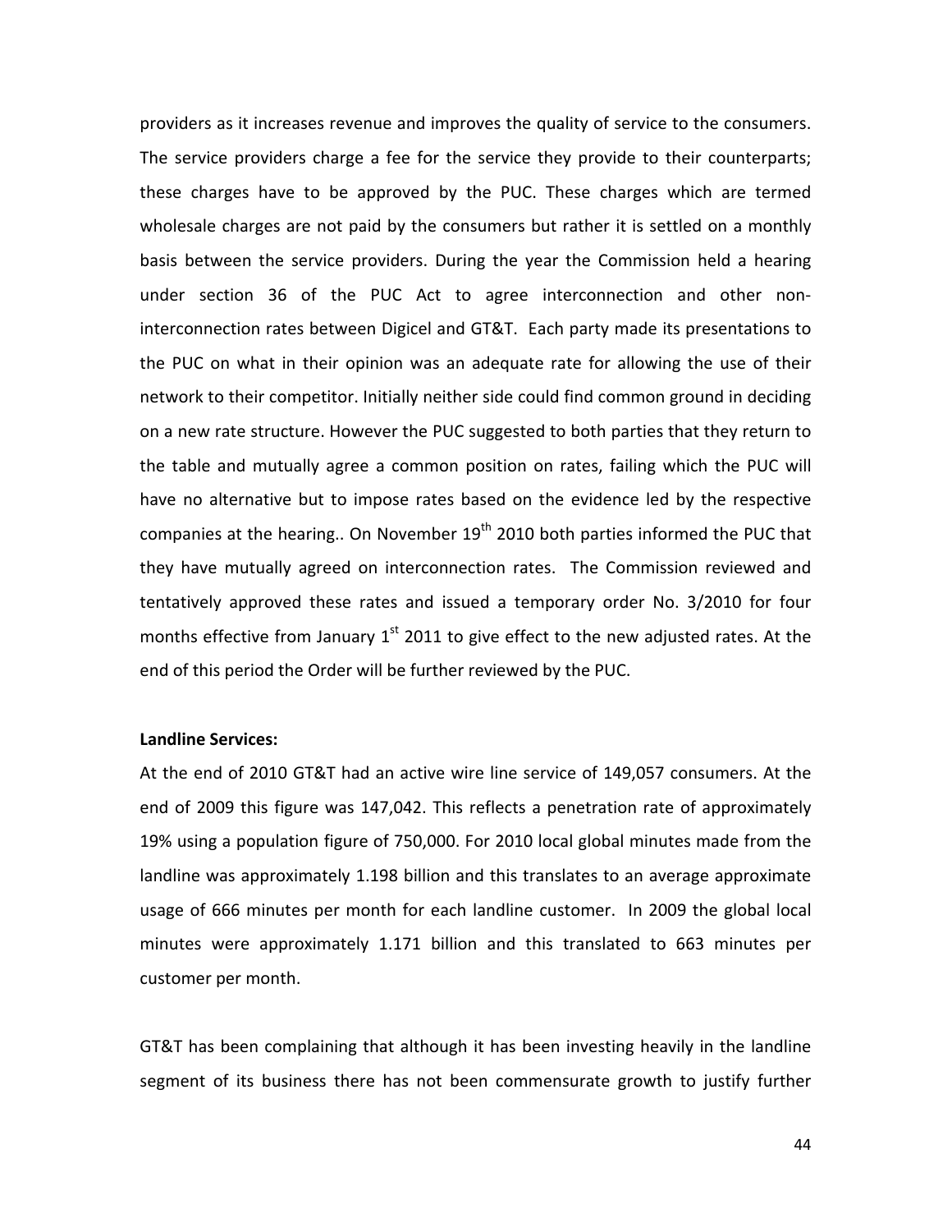providers as it increases revenue and improves the quality of service to the consumers. The service providers charge a fee for the service they provide to their counterparts; these charges have to be approved by the PUC. These charges which are termed wholesale charges are not paid by the consumers but rather it is settled on a monthly basis between the service providers. During the year the Commission held a hearing under section 36 of the PUC Act to agree interconnection and other non-interconnection rates between Digicel and GT&T. Each party made its presentations to the PUC on what in their opinion was an adequate rate for allowing the use of their network to their competitor. Initially neither side could find common ground in deciding on a new rate structure. However the PUC suggested to both parties that they return to the table and mutually agree a common position on rates, failing which the PUC will have no alternative but to impose rates based on the evidence led by the respective companies at the hearing.. On November 19th 2010 both parties informed the PUC that they have mutually agreed on interconnection rates. The Commission reviewed and tentatively approved these rates and issued a temporary order No. 3/2010 for four months effective from January 1st 2011 to give effect to the new adjusted rates. At the end of this period the Order will be further reviewed by the PUC.

**Landline Services:**

At the end of 2010 GT&T had an active wire line service of 149,057 consumers. At the end of 2009 this figure was 147,042. This reflects a penetration rate of approximately 19% using a population figure of 750,000. For 2010 local global minutes made from the landline was approximately 1.198 billion and this translates to an average approximate usage of 666 minutes per month for each landline customer. In 2009 the global local minutes were approximately 1.171 billion and this translated to 663 minutes per customer per month.

GT&T has been complaining that although it has been investing heavily in the landline segment of its business there has not been commensurate growth to justify further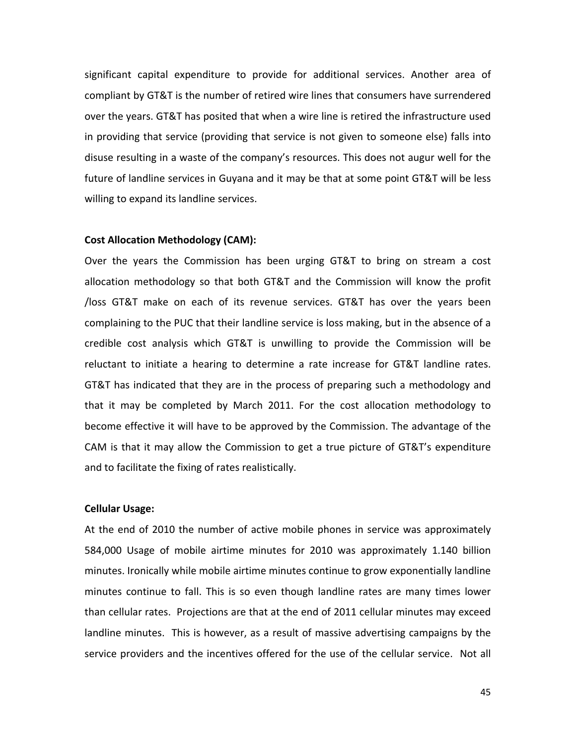significant capital expenditure to provide for additional services. Another area of compliant by GT&T is the number of retired wire lines that consumers have surrendered over the years. GT&T has posited that when a wire line is retired the infrastructure used in providing that service (providing that service is not given to someone else) falls into disuse resulting in a waste of the company's resources. This does not augur well for the future of landline services in Guyana and it may be that at some point GT&T will be less willing to expand its landline services.

**Cost Allocation Methodology (CAM):**

Over the years the Commission has been urging GT&T to bring on stream a cost allocation methodology so that both GT&T and the Commission will know the profit /loss GT&T make on each of its revenue services. GT&T has over the years been complaining to the PUC that their landline service is loss making, but in the absence of a credible cost analysis which GT&T is unwilling to provide the Commission will be reluctant to initiate a hearing to determine a rate increase for GT&T landline rates. GT&T has indicated that they are in the process of preparing such a methodology and that it may be completed by March 2011. For the cost allocation methodology to become effective it will have to be approved by the Commission. The advantage of the CAM is that it may allow the Commission to get a true picture of GT&T's expenditure and to facilitate the fixing of rates realistically.

**Cellular Usage:**

At the end of 2010 the number of active mobile phones in service was approximately 584,000 Usage of mobile airtime minutes for 2010 was approximately 1.140 billion minutes. Ironically while mobile airtime minutes continue to grow exponentially landline minutes continue to fall. This is so even though landline rates are many times lower than cellular rates. Projections are that at the end of 2011 cellular minutes may exceed landline minutes. This is however, as a result of massive advertising campaigns by the service providers and the incentives offered for the use of the cellular service. Not all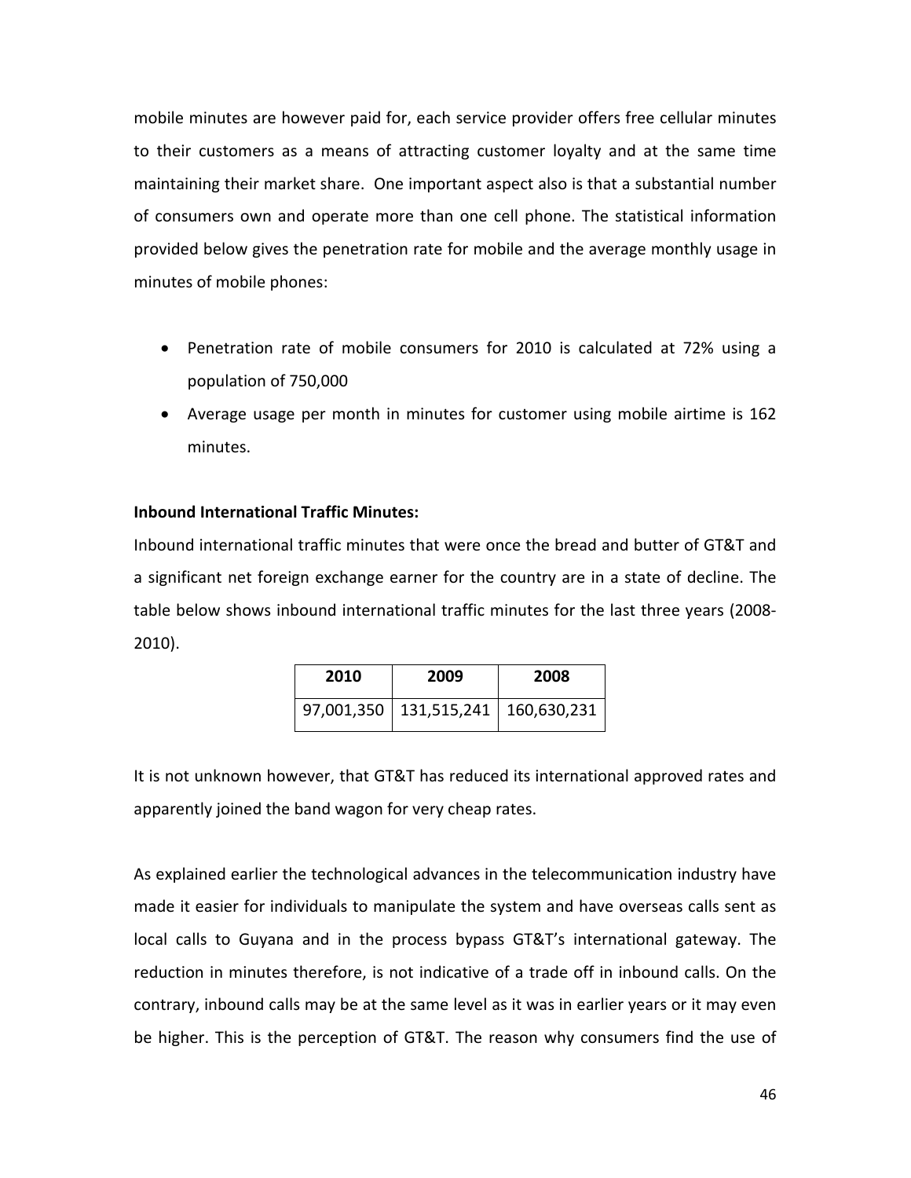mobile minutes are however paid for, each service provider offers free cellular minutes to their customers as a means of attracting customer loyalty and at the same time maintaining their market share. One important aspect also is that a substantial number of consumers own and operate more than one cell phone. The statistical information provided below gives the penetration rate for mobile and the average monthly usage in minutes of mobile phones:

- Penetration rate of mobile consumers for 2010 is calculated at 72% using a population of 750,000
- Average usage per month in minutes for customer using mobile airtime is 162 minutes.

**Inbound International Traffic Minutes:**

Inbound international traffic minutes that were once the bread and butter of GT&T and a significant net foreign exchange earner for the country are in a state of decline. The table below shows inbound international traffic minutes for the last three years (2008-2010).

| 2010 | 2009 | 2008 |
|---|---|---|
| 97,001,350 | 131,515,241 | 160,630,231 |

It is not unknown however, that GT&T has reduced its international approved rates and apparently joined the band wagon for very cheap rates.

As explained earlier the technological advances in the telecommunication industry have made it easier for individuals to manipulate the system and have overseas calls sent as local calls to Guyana and in the process bypass GT&T's international gateway. The reduction in minutes therefore, is not indicative of a trade off in inbound calls. On the contrary, inbound calls may be at the same level as it was in earlier years or it may even be higher. This is the perception of GT&T. The reason why consumers find the use of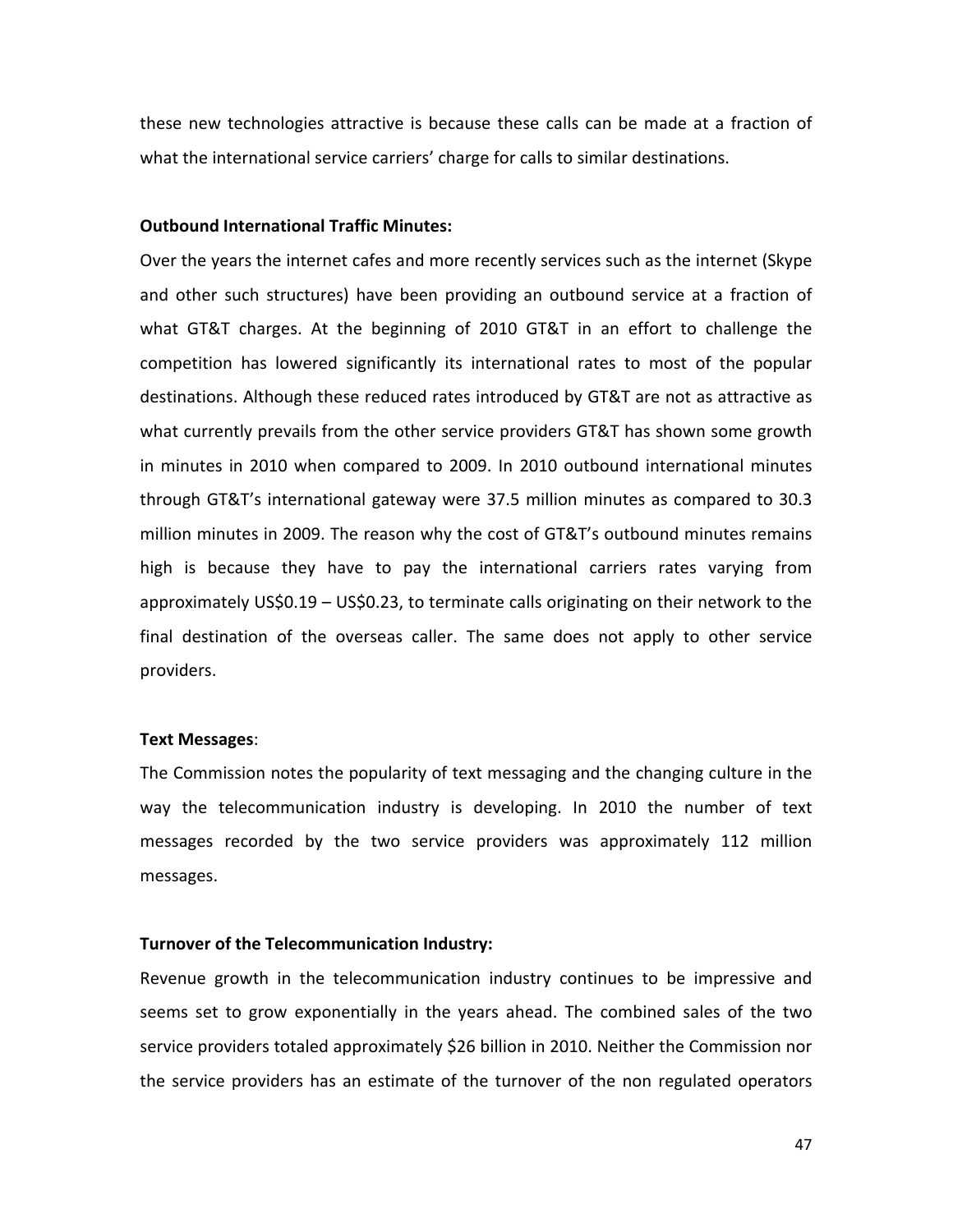these new technologies attractive is because these calls can be made at a fraction of what the international service carriers' charge for calls to similar destinations.

**Outbound International Traffic Minutes:**

Over the years the internet cafes and more recently services such as the internet (Skype and other such structures) have been providing an outbound service at a fraction of what GT&T charges. At the beginning of 2010 GT&T in an effort to challenge the competition has lowered significantly its international rates to most of the popular destinations. Although these reduced rates introduced by GT&T are not as attractive as what currently prevails from the other service providers GT&T has shown some growth in minutes in 2010 when compared to 2009. In 2010 outbound international minutes through GT&T's international gateway were 37.5 million minutes as compared to 30.3 million minutes in 2009. The reason why the cost of GT&T's outbound minutes remains high is because they have to pay the international carriers rates varying from approximately US$0.19 – US$0.23, to terminate calls originating on their network to the final destination of the overseas caller. The same does not apply to other service providers.

**Text Messages**:

The Commission notes the popularity of text messaging and the changing culture in the way the telecommunication industry is developing. In 2010 the number of text messages recorded by the two service providers was approximately 112 million messages.

**Turnover of the Telecommunication Industry:**

Revenue growth in the telecommunication industry continues to be impressive and seems set to grow exponentially in the years ahead. The combined sales of the two service providers totaled approximately $26 billion in 2010. Neither the Commission nor the service providers has an estimate of the turnover of the non regulated operators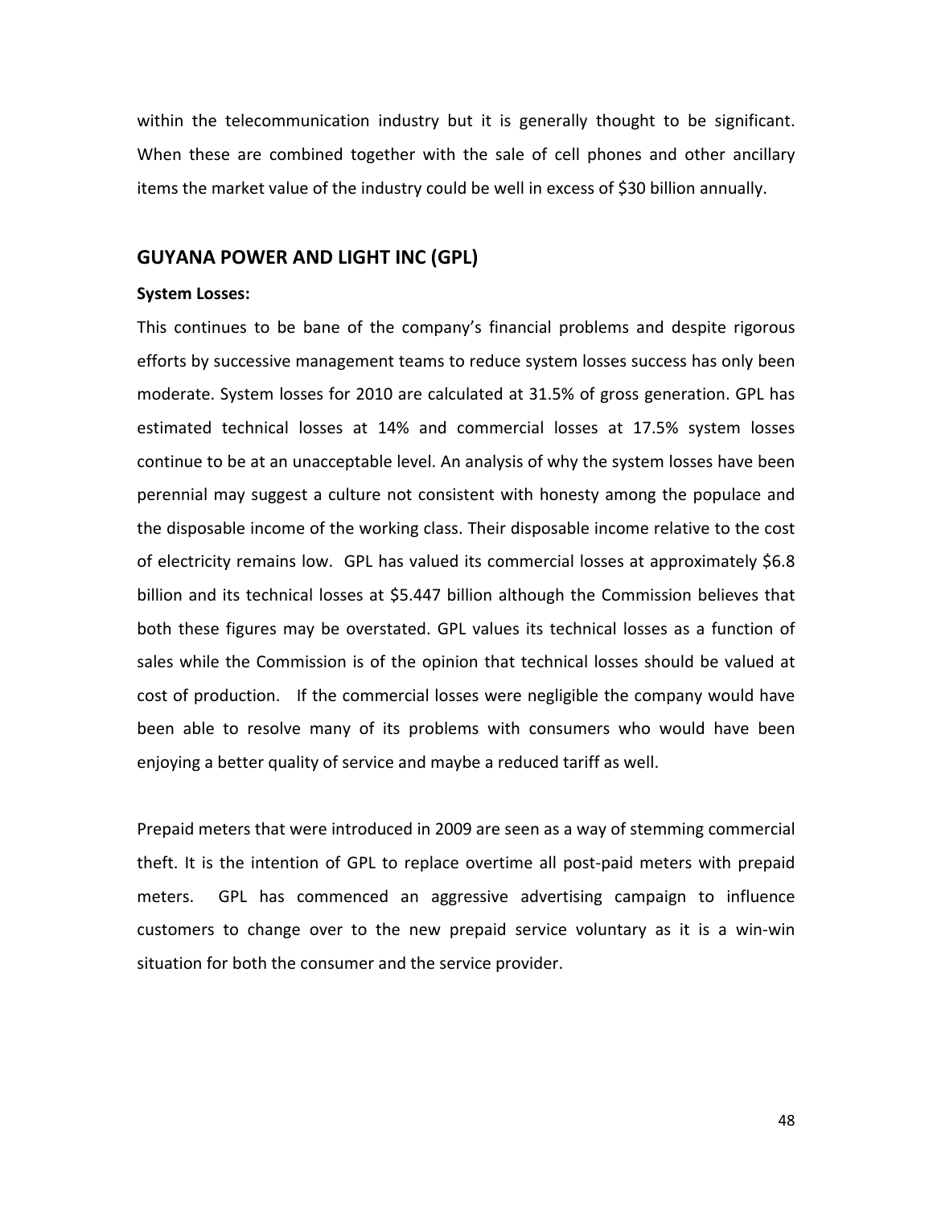within the telecommunication industry but it is generally thought to be significant. When these are combined together with the sale of cell phones and other ancillary items the market value of the industry could be well in excess of $30 billion annually.

## GUYANA POWER AND LIGHT INC (GPL)

**System Losses:**

This continues to be bane of the company's financial problems and despite rigorous efforts by successive management teams to reduce system losses success has only been moderate. System losses for 2010 are calculated at 31.5% of gross generation. GPL has estimated technical losses at 14% and commercial losses at 17.5% system losses continue to be at an unacceptable level. An analysis of why the system losses have been perennial may suggest a culture not consistent with honesty among the populace and the disposable income of the working class. Their disposable income relative to the cost of electricity remains low. GPL has valued its commercial losses at approximately $6.8 billion and its technical losses at $5.447 billion although the Commission believes that both these figures may be overstated. GPL values its technical losses as a function of sales while the Commission is of the opinion that technical losses should be valued at cost of production. If the commercial losses were negligible the company would have been able to resolve many of its problems with consumers who would have been enjoying a better quality of service and maybe a reduced tariff as well.

Prepaid meters that were introduced in 2009 are seen as a way of stemming commercial theft. It is the intention of GPL to replace overtime all post-paid meters with prepaid meters. GPL has commenced an aggressive advertising campaign to influence customers to change over to the new prepaid service voluntary as it is a win-win situation for both the consumer and the service provider.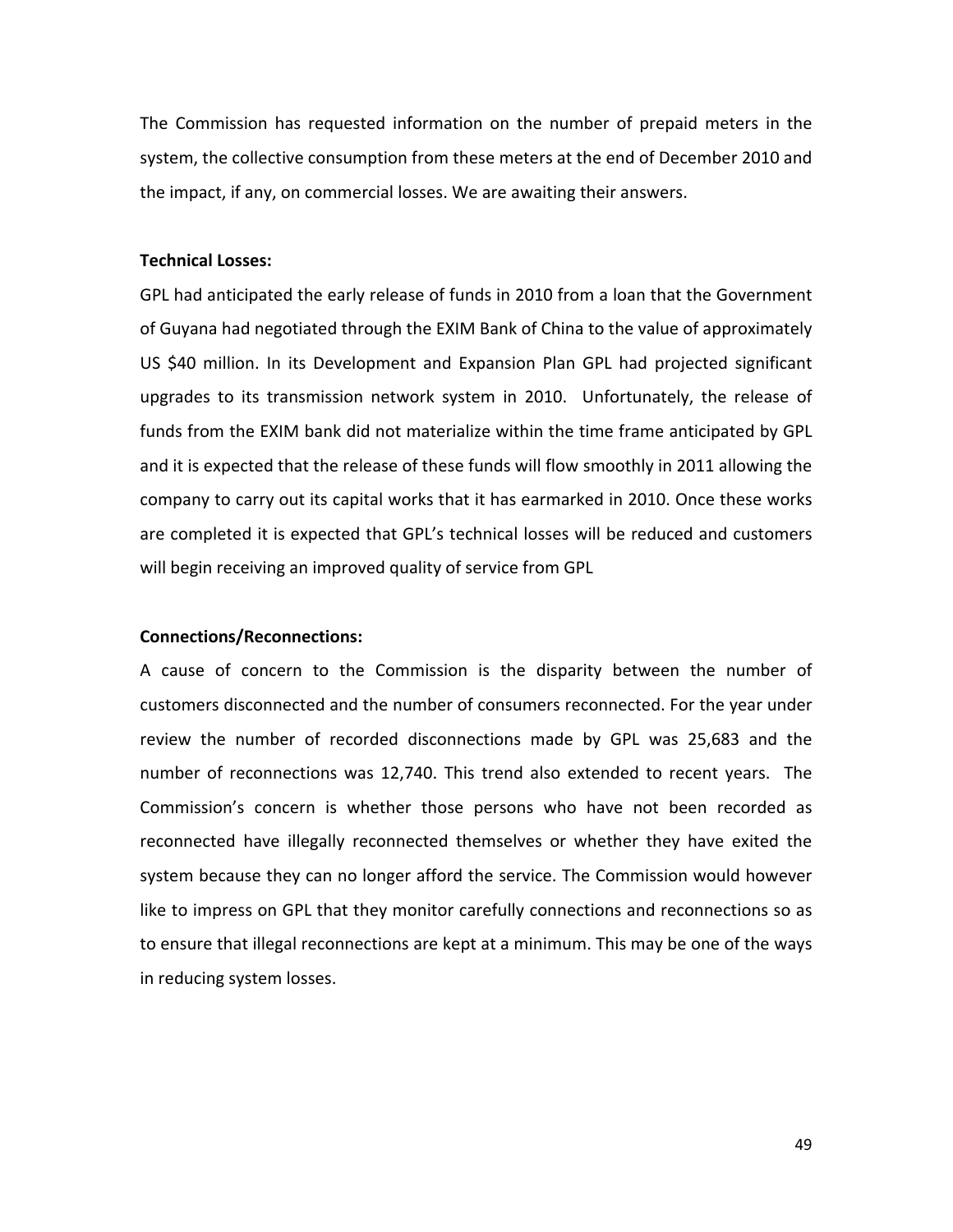The Commission has requested information on the number of prepaid meters in the system, the collective consumption from these meters at the end of December 2010 and the impact, if any, on commercial losses. We are awaiting their answers.

**Technical Losses:**

GPL had anticipated the early release of funds in 2010 from a loan that the Government of Guyana had negotiated through the EXIM Bank of China to the value of approximately US $40 million. In its Development and Expansion Plan GPL had projected significant upgrades to its transmission network system in 2010. Unfortunately, the release of funds from the EXIM bank did not materialize within the time frame anticipated by GPL and it is expected that the release of these funds will flow smoothly in 2011 allowing the company to carry out its capital works that it has earmarked in 2010. Once these works are completed it is expected that GPL's technical losses will be reduced and customers will begin receiving an improved quality of service from GPL

**Connections/Reconnections:**

A cause of concern to the Commission is the disparity between the number of customers disconnected and the number of consumers reconnected. For the year under review the number of recorded disconnections made by GPL was 25,683 and the number of reconnections was 12,740. This trend also extended to recent years. The Commission's concern is whether those persons who have not been recorded as reconnected have illegally reconnected themselves or whether they have exited the system because they can no longer afford the service. The Commission would however like to impress on GPL that they monitor carefully connections and reconnections so as to ensure that illegal reconnections are kept at a minimum. This may be one of the ways in reducing system losses.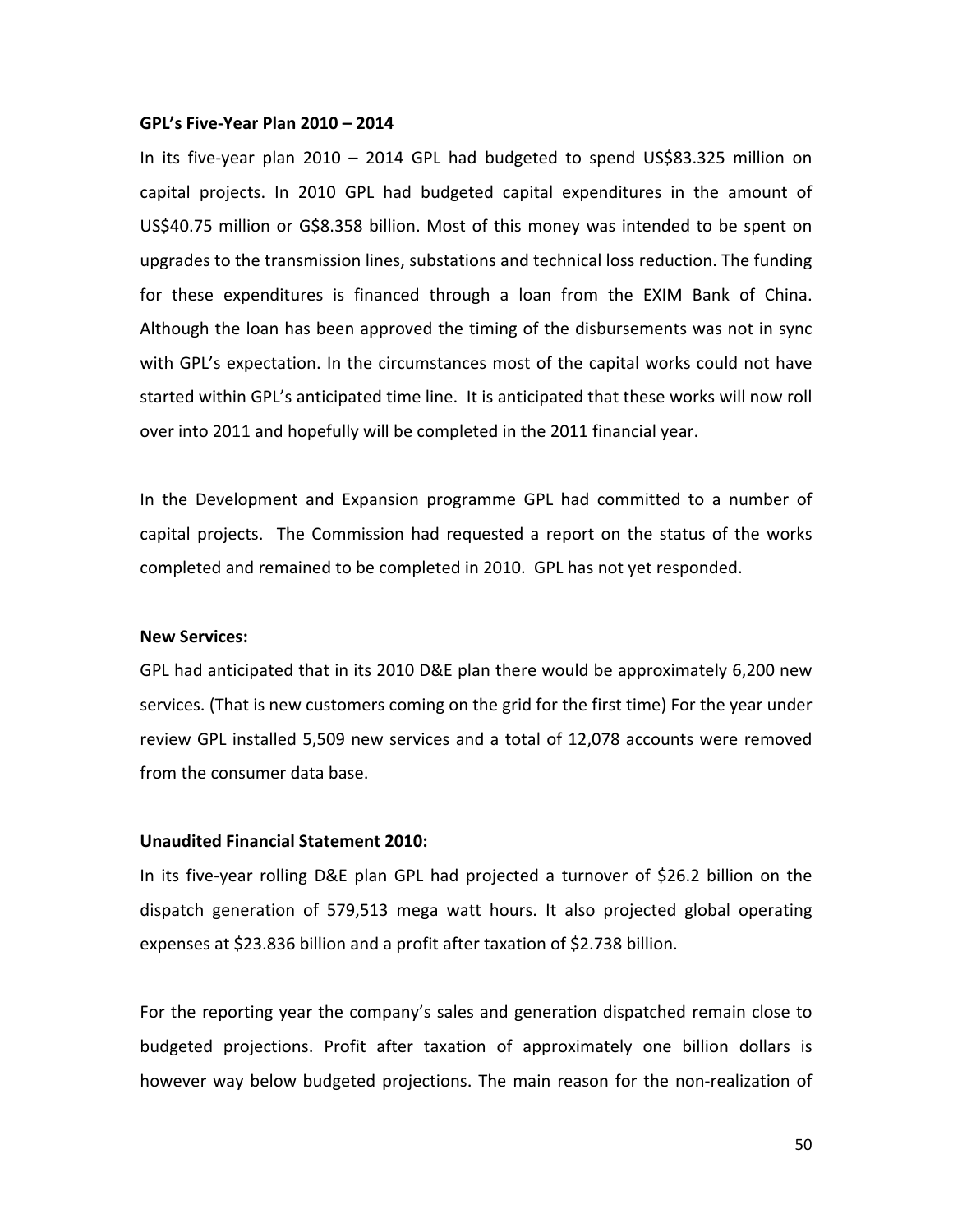**GPL's Five-Year Plan 2010 – 2014**

In its five-year plan 2010 – 2014 GPL had budgeted to spend US$83.325 million on capital projects. In 2010 GPL had budgeted capital expenditures in the amount of US$40.75 million or G$8.358 billion. Most of this money was intended to be spent on upgrades to the transmission lines, substations and technical loss reduction. The funding for these expenditures is financed through a loan from the EXIM Bank of China. Although the loan has been approved the timing of the disbursements was not in sync with GPL's expectation. In the circumstances most of the capital works could not have started within GPL's anticipated time line. It is anticipated that these works will now roll over into 2011 and hopefully will be completed in the 2011 financial year.

In the Development and Expansion programme GPL had committed to a number of capital projects. The Commission had requested a report on the status of the works completed and remained to be completed in 2010. GPL has not yet responded.

**New Services:**

GPL had anticipated that in its 2010 D&E plan there would be approximately 6,200 new services. (That is new customers coming on the grid for the first time) For the year under review GPL installed 5,509 new services and a total of 12,078 accounts were removed from the consumer data base.

**Unaudited Financial Statement 2010:**

In its five-year rolling D&E plan GPL had projected a turnover of $26.2 billion on the dispatch generation of 579,513 mega watt hours. It also projected global operating expenses at $23.836 billion and a profit after taxation of $2.738 billion.

For the reporting year the company's sales and generation dispatched remain close to budgeted projections. Profit after taxation of approximately one billion dollars is however way below budgeted projections. The main reason for the non-realization of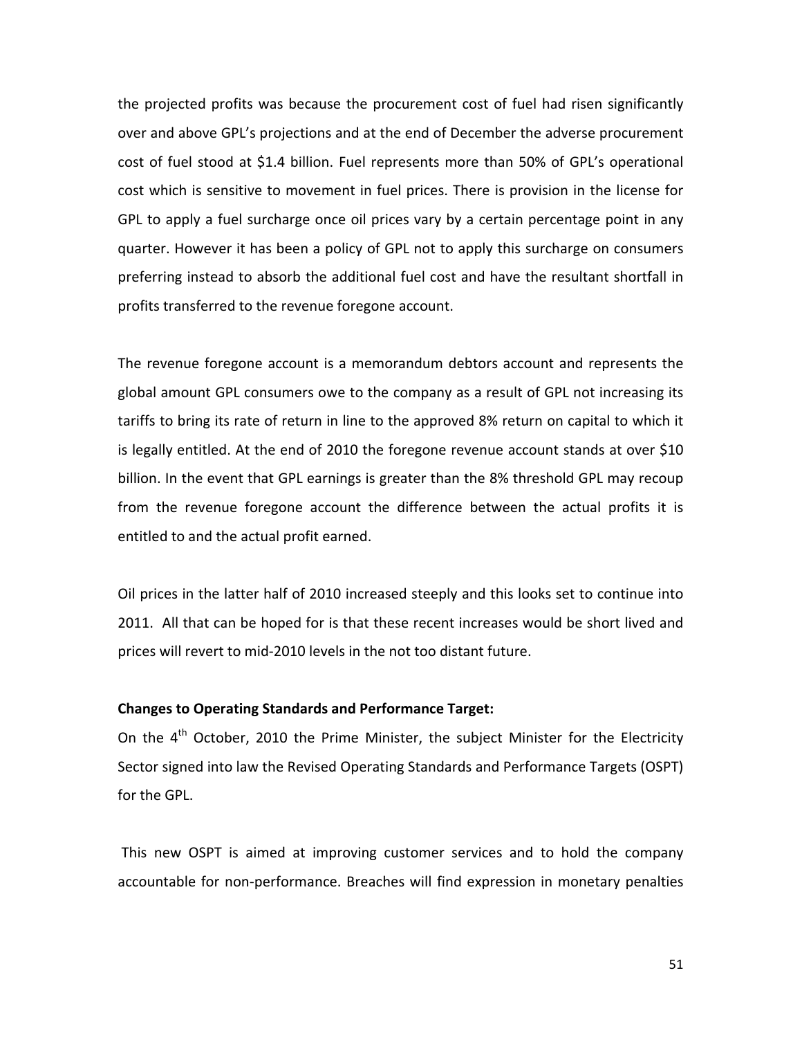the projected profits was because the procurement cost of fuel had risen significantly over and above GPL's projections and at the end of December the adverse procurement cost of fuel stood at $1.4 billion. Fuel represents more than 50% of GPL's operational cost which is sensitive to movement in fuel prices. There is provision in the license for GPL to apply a fuel surcharge once oil prices vary by a certain percentage point in any quarter. However it has been a policy of GPL not to apply this surcharge on consumers preferring instead to absorb the additional fuel cost and have the resultant shortfall in profits transferred to the revenue foregone account.

The revenue foregone account is a memorandum debtors account and represents the global amount GPL consumers owe to the company as a result of GPL not increasing its tariffs to bring its rate of return in line to the approved 8% return on capital to which it is legally entitled. At the end of 2010 the foregone revenue account stands at over $10 billion. In the event that GPL earnings is greater than the 8% threshold GPL may recoup from the revenue foregone account the difference between the actual profits it is entitled to and the actual profit earned.

Oil prices in the latter half of 2010 increased steeply and this looks set to continue into 2011. All that can be hoped for is that these recent increases would be short lived and prices will revert to mid-2010 levels in the not too distant future.

**Changes to Operating Standards and Performance Target:**

On the 4th October, 2010 the Prime Minister, the subject Minister for the Electricity Sector signed into law the Revised Operating Standards and Performance Targets (OSPT) for the GPL.

This new OSPT is aimed at improving customer services and to hold the company accountable for non-performance. Breaches will find expression in monetary penalties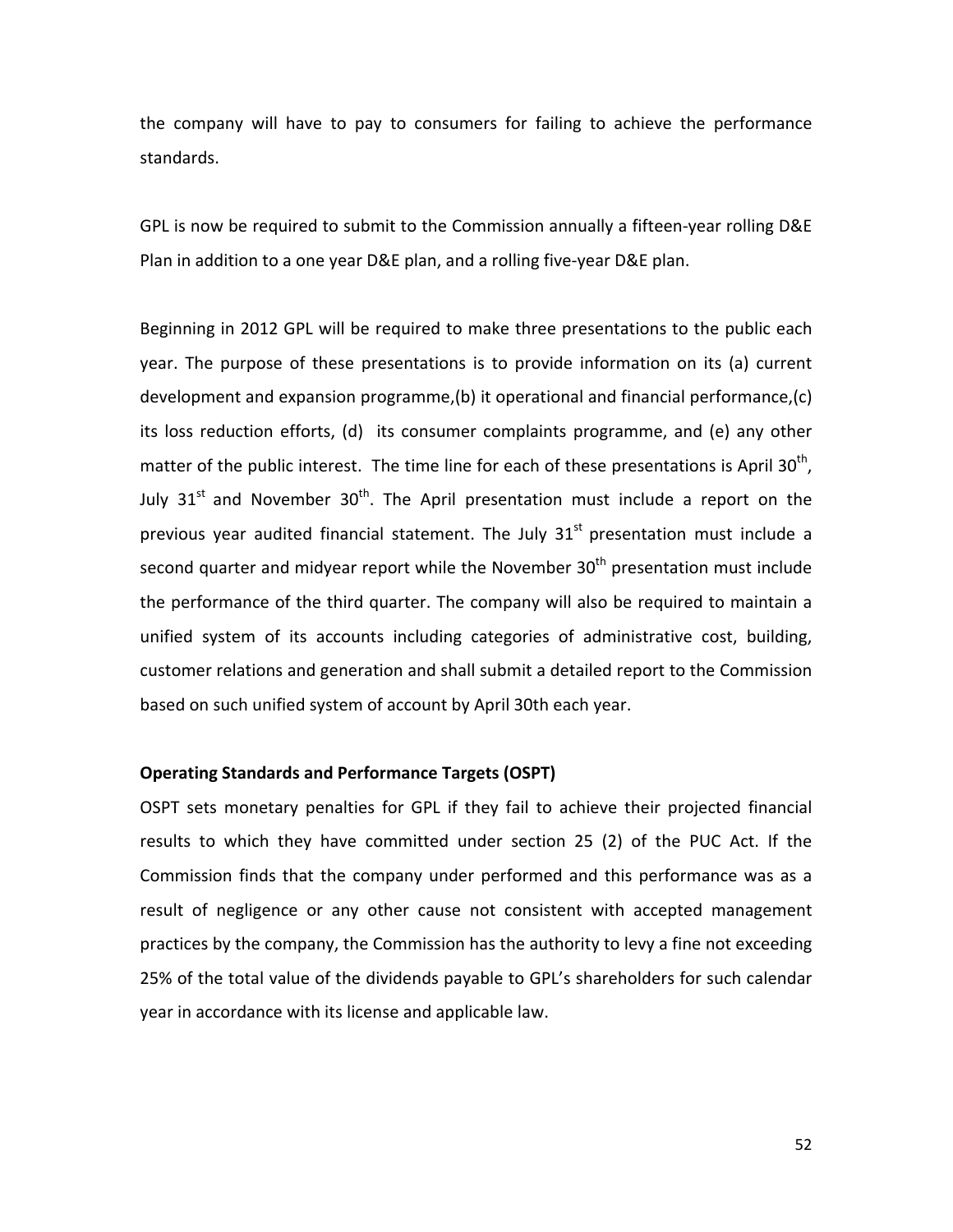the company will have to pay to consumers for failing to achieve the performance standards.

GPL is now be required to submit to the Commission annually a fifteen-year rolling D&E Plan in addition to a one year D&E plan, and a rolling five-year D&E plan.

Beginning in 2012 GPL will be required to make three presentations to the public each year. The purpose of these presentations is to provide information on its (a) current development and expansion programme,(b) it operational and financial performance,(c) its loss reduction efforts, (d) its consumer complaints programme, and (e) any other matter of the public interest. The time line for each of these presentations is April 30th, July 31st and November 30th. The April presentation must include a report on the previous year audited financial statement. The July 31st presentation must include a second quarter and midyear report while the November 30th presentation must include the performance of the third quarter. The company will also be required to maintain a unified system of its accounts including categories of administrative cost, building, customer relations and generation and shall submit a detailed report to the Commission based on such unified system of account by April 30th each year.

**Operating Standards and Performance Targets (OSPT)**

OSPT sets monetary penalties for GPL if they fail to achieve their projected financial results to which they have committed under section 25 (2) of the PUC Act. If the Commission finds that the company under performed and this performance was as a result of negligence or any other cause not consistent with accepted management practices by the company, the Commission has the authority to levy a fine not exceeding 25% of the total value of the dividends payable to GPL's shareholders for such calendar year in accordance with its license and applicable law.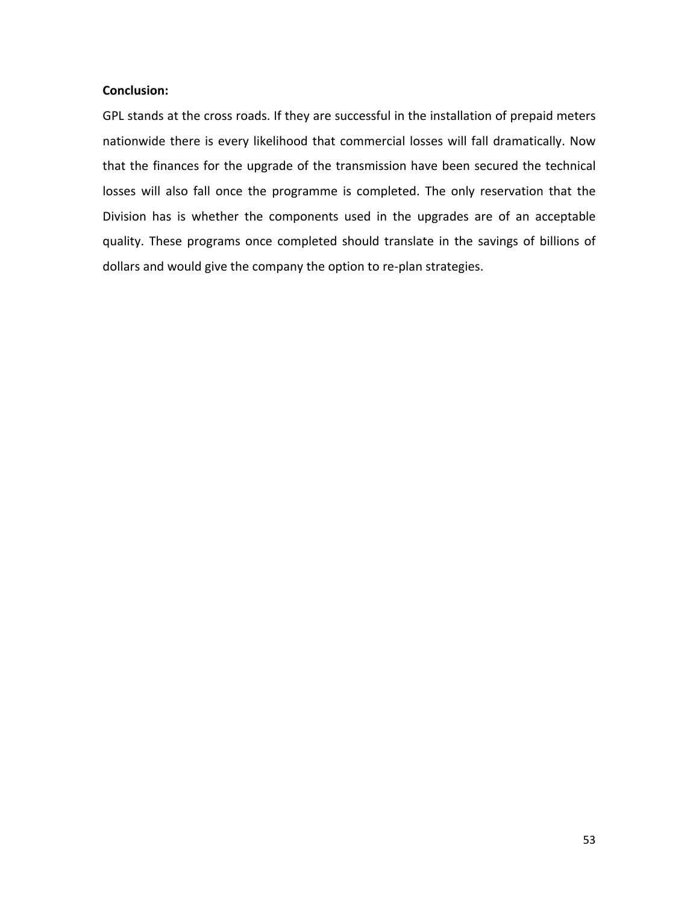**Conclusion:**

GPL stands at the cross roads. If they are successful in the installation of prepaid meters nationwide there is every likelihood that commercial losses will fall dramatically. Now that the finances for the upgrade of the transmission have been secured the technical losses will also fall once the programme is completed. The only reservation that the Division has is whether the components used in the upgrades are of an acceptable quality. These programs once completed should translate in the savings of billions of dollars and would give the company the option to re-plan strategies.